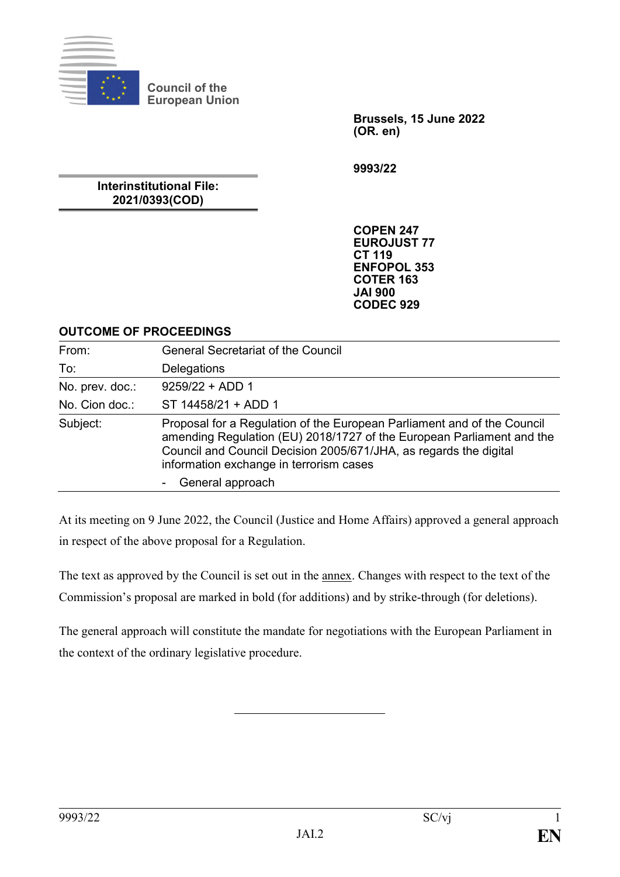Council of the European Union

**Brussels, 15 June 2022**
**(OR. en)**

**9993/22**

**Interinstitutional File:**
**2021/0393(COD)**

**COPEN 247**
**EUROJUST 77**
**CT 119**
**ENFOPOL 353**
**COTER 163**
**JAI 900**
**CODEC 929**

**OUTCOME OF PROCEEDINGS**

| | |
|---|---|
| From: | General Secretariat of the Council |
| To: | Delegations |
| No. prev. doc.: | 9259/22 + ADD 1 |
| No. Cion doc.: | ST 14458/21 + ADD 1 |
| Subject: | Proposal for a Regulation of the European Parliament and of the Council amending Regulation (EU) 2018/1727 of the European Parliament and the Council and Council Decision 2005/671/JHA, as regards the digital information exchange in terrorism cases<br>- General approach |

At its meeting on 9 June 2022, the Council (Justice and Home Affairs) approved a general approach in respect of the above proposal for a Regulation.

The text as approved by the Council is set out in the annex. Changes with respect to the text of the Commission's proposal are marked in bold (for additions) and by strike-through (for deletions).

The general approach will constitute the mandate for negotiations with the European Parliament in the context of the ordinary legislative procedure.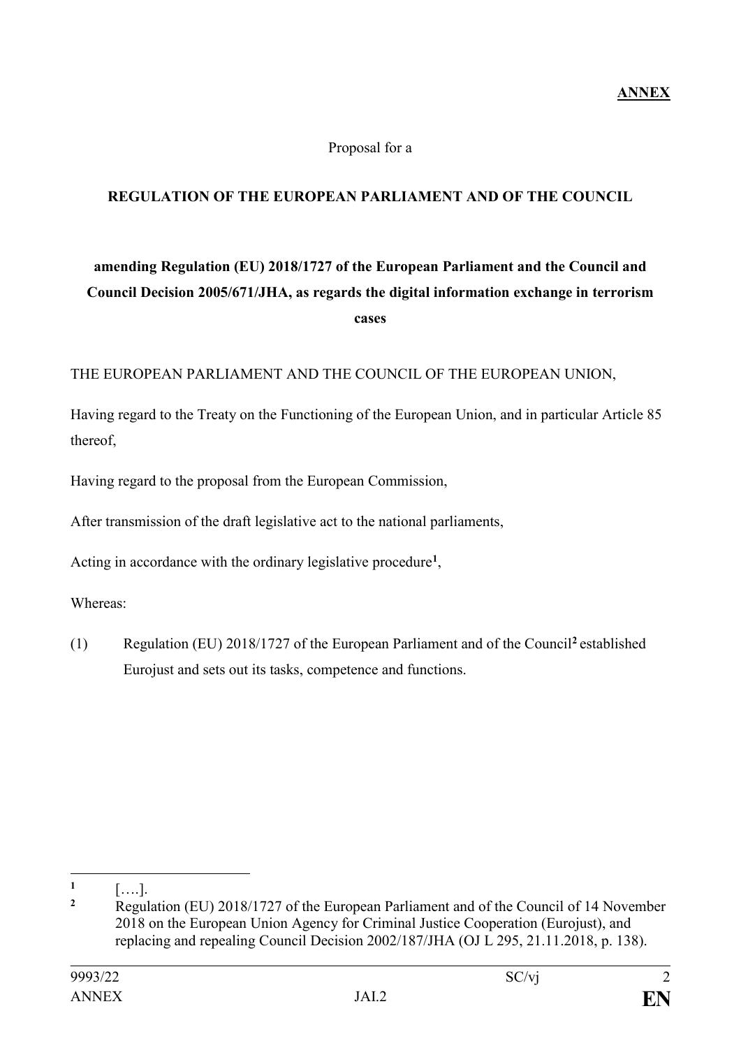**ANNEX**

Proposal for a

**REGULATION OF THE EUROPEAN PARLIAMENT AND OF THE COUNCIL**

**amending Regulation (EU) 2018/1727 of the European Parliament and the Council and Council Decision 2005/671/JHA, as regards the digital information exchange in terrorism cases**

THE EUROPEAN PARLIAMENT AND THE COUNCIL OF THE EUROPEAN UNION,

Having regard to the Treaty on the Functioning of the European Union, and in particular Article 85 thereof,

Having regard to the proposal from the European Commission,

After transmission of the draft legislative act to the national parliaments,

Acting in accordance with the ordinary legislative procedure[1],

Whereas:

(1) Regulation (EU) 2018/1727 of the European Parliament and of the Council[2] established Eurojust and sets out its tasks, competence and functions.

---

[1] [….].

[2] Regulation (EU) 2018/1727 of the European Parliament and of the Council of 14 November 2018 on the European Union Agency for Criminal Justice Cooperation (Eurojust), and replacing and repealing Council Decision 2002/187/JHA (OJ L 295, 21.11.2018, p. 138).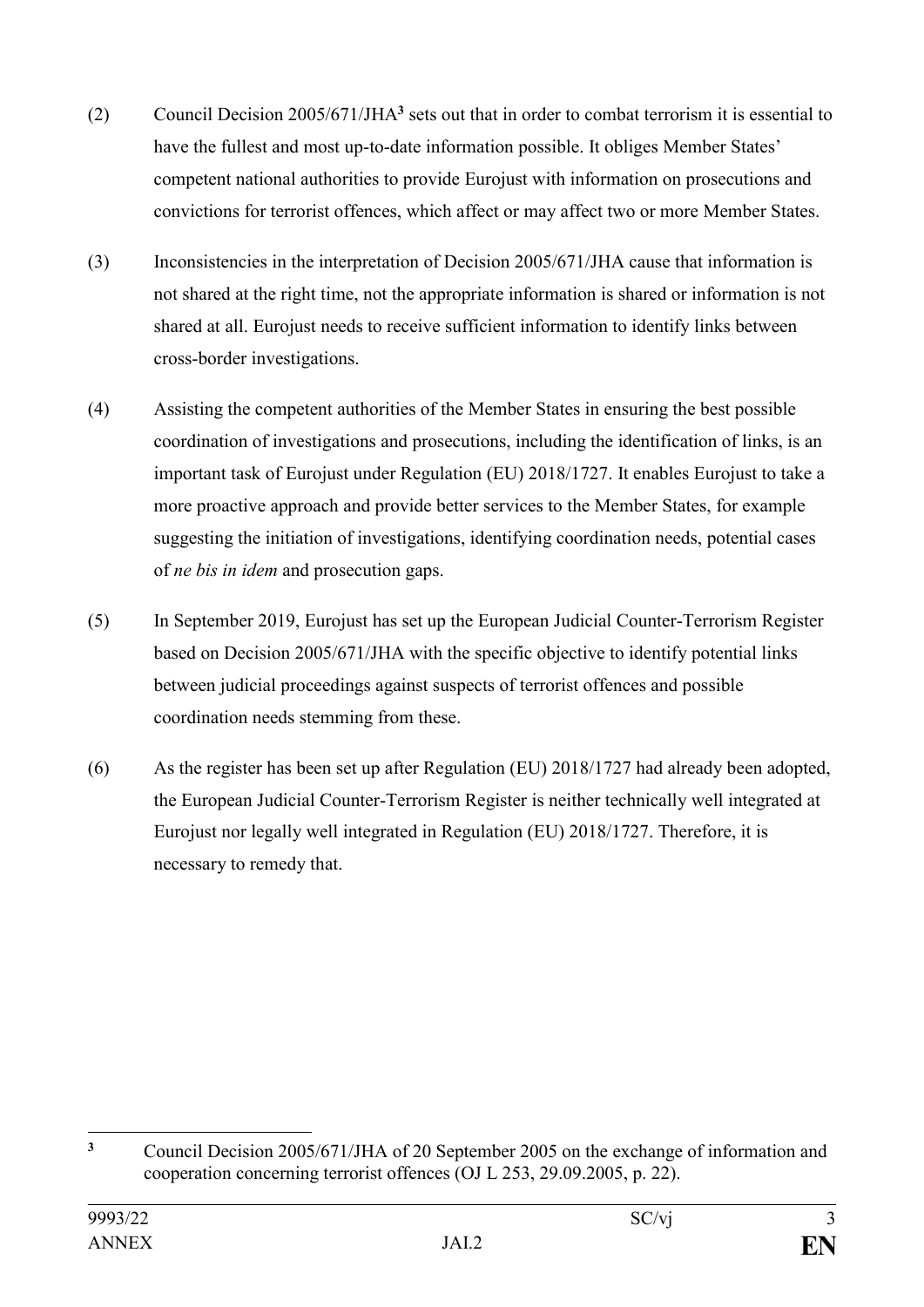(2) Council Decision 2005/671/JHA[3] sets out that in order to combat terrorism it is essential to have the fullest and most up-to-date information possible. It obliges Member States' competent national authorities to provide Eurojust with information on prosecutions and convictions for terrorist offences, which affect or may affect two or more Member States.

(3) Inconsistencies in the interpretation of Decision 2005/671/JHA cause that information is not shared at the right time, not the appropriate information is shared or information is not shared at all. Eurojust needs to receive sufficient information to identify links between cross-border investigations.

(4) Assisting the competent authorities of the Member States in ensuring the best possible coordination of investigations and prosecutions, including the identification of links, is an important task of Eurojust under Regulation (EU) 2018/1727. It enables Eurojust to take a more proactive approach and provide better services to the Member States, for example suggesting the initiation of investigations, identifying coordination needs, potential cases of *ne bis in idem* and prosecution gaps.

(5) In September 2019, Eurojust has set up the European Judicial Counter-Terrorism Register based on Decision 2005/671/JHA with the specific objective to identify potential links between judicial proceedings against suspects of terrorist offences and possible coordination needs stemming from these.

(6) As the register has been set up after Regulation (EU) 2018/1727 had already been adopted, the European Judicial Counter-Terrorism Register is neither technically well integrated at Eurojust nor legally well integrated in Regulation (EU) 2018/1727. Therefore, it is necessary to remedy that.

---

[3] Council Decision 2005/671/JHA of 20 September 2005 on the exchange of information and cooperation concerning terrorist offences (OJ L 253, 29.09.2005, p. 22).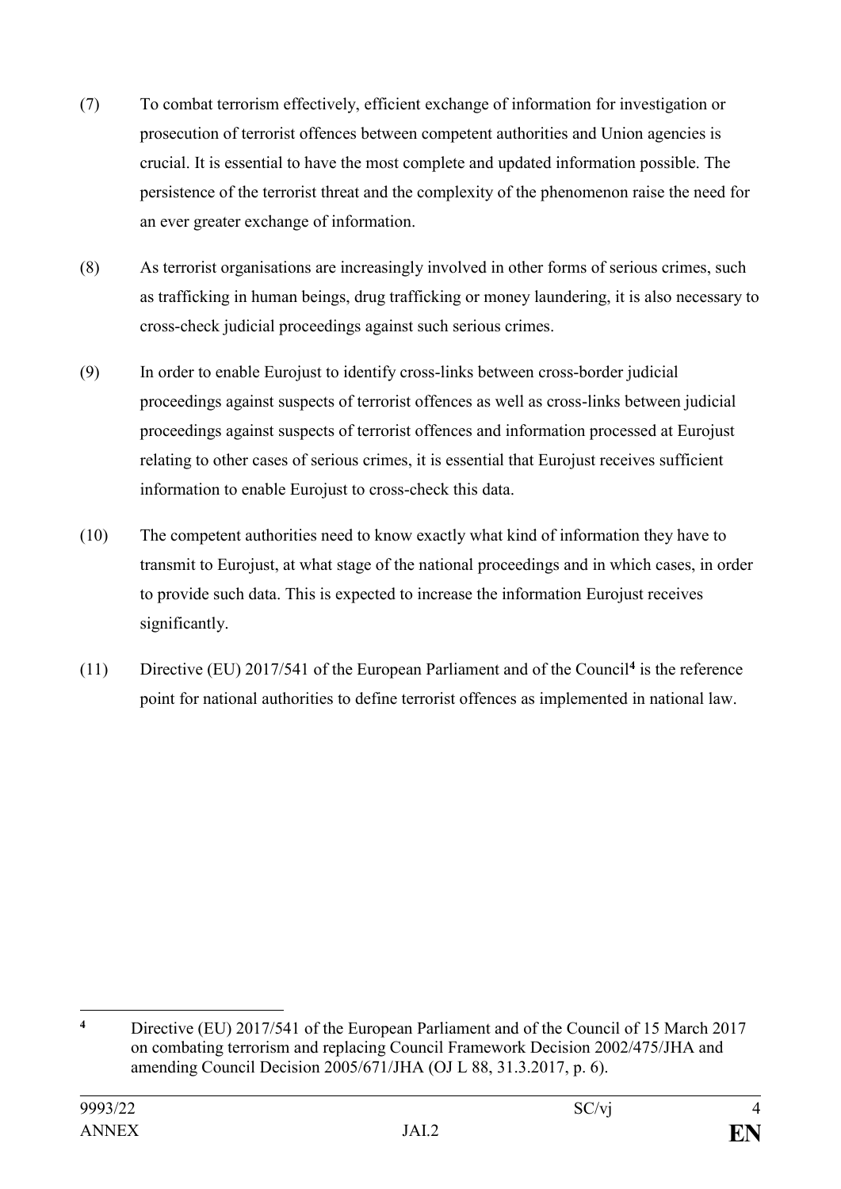(7) To combat terrorism effectively, efficient exchange of information for investigation or prosecution of terrorist offences between competent authorities and Union agencies is crucial. It is essential to have the most complete and updated information possible. The persistence of the terrorist threat and the complexity of the phenomenon raise the need for an ever greater exchange of information.

(8) As terrorist organisations are increasingly involved in other forms of serious crimes, such as trafficking in human beings, drug trafficking or money laundering, it is also necessary to cross-check judicial proceedings against such serious crimes.

(9) In order to enable Eurojust to identify cross-links between cross-border judicial proceedings against suspects of terrorist offences as well as cross-links between judicial proceedings against suspects of terrorist offences and information processed at Eurojust relating to other cases of serious crimes, it is essential that Eurojust receives sufficient information to enable Eurojust to cross-check this data.

(10) The competent authorities need to know exactly what kind of information they have to transmit to Eurojust, at what stage of the national proceedings and in which cases, in order to provide such data. This is expected to increase the information Eurojust receives significantly.

(11) Directive (EU) 2017/541 of the European Parliament and of the Council[4] is the reference point for national authorities to define terrorist offences as implemented in national law.

---

[4] Directive (EU) 2017/541 of the European Parliament and of the Council of 15 March 2017 on combating terrorism and replacing Council Framework Decision 2002/475/JHA and amending Council Decision 2005/671/JHA (OJ L 88, 31.3.2017, p. 6).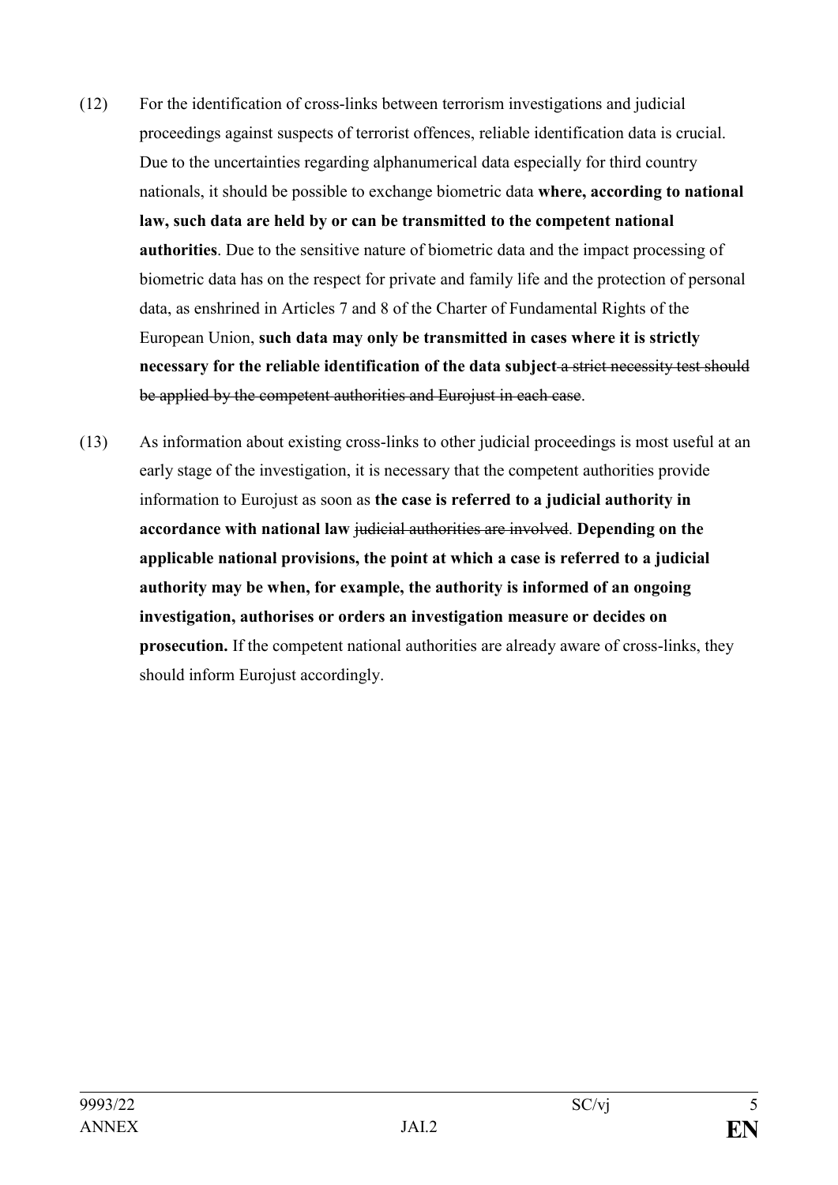(12) For the identification of cross-links between terrorism investigations and judicial proceedings against suspects of terrorist offences, reliable identification data is crucial. Due to the uncertainties regarding alphanumerical data especially for third country nationals, it should be possible to exchange biometric data **where, according to national law, such data are held by or can be transmitted to the competent national authorities**. Due to the sensitive nature of biometric data and the impact processing of biometric data has on the respect for private and family life and the protection of personal data, as enshrined in Articles 7 and 8 of the Charter of Fundamental Rights of the European Union, **such data may only be transmitted in cases where it is strictly necessary for the reliable identification of the data subject** ~~a strict necessity test should be applied by the competent authorities and Eurojust in each case~~.

(13) As information about existing cross-links to other judicial proceedings is most useful at an early stage of the investigation, it is necessary that the competent authorities provide information to Eurojust as soon as **the case is referred to a judicial authority in accordance with national law** ~~judicial authorities are involved~~. **Depending on the applicable national provisions, the point at which a case is referred to a judicial authority may be when, for example, the authority is informed of an ongoing investigation, authorises or orders an investigation measure or decides on prosecution.** If the competent national authorities are already aware of cross-links, they should inform Eurojust accordingly.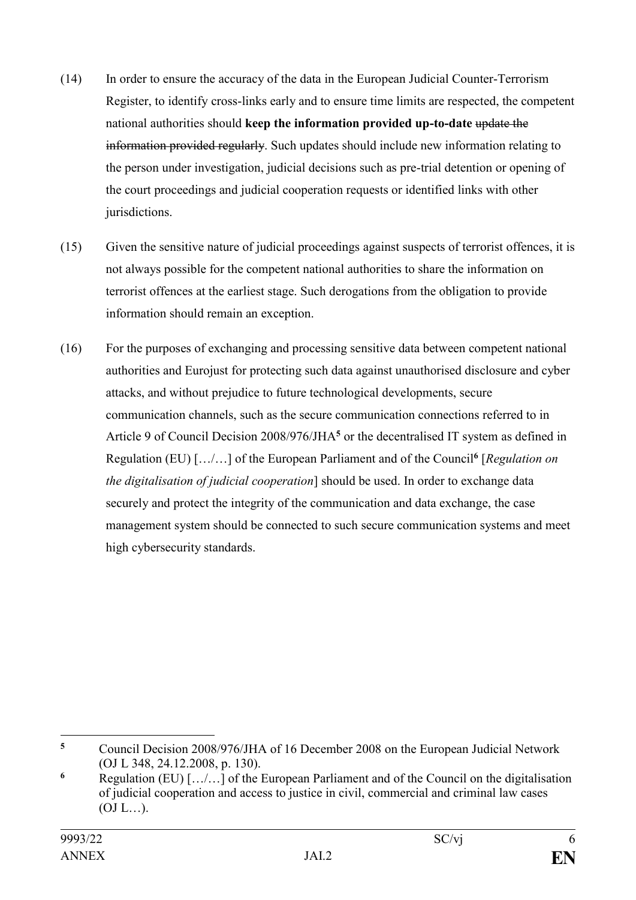(14) In order to ensure the accuracy of the data in the European Judicial Counter-Terrorism Register, to identify cross-links early and to ensure time limits are respected, the competent national authorities should **keep the information provided up-to-date** ~~update the information provided regularly~~. Such updates should include new information relating to the person under investigation, judicial decisions such as pre-trial detention or opening of the court proceedings and judicial cooperation requests or identified links with other jurisdictions.

(15) Given the sensitive nature of judicial proceedings against suspects of terrorist offences, it is not always possible for the competent national authorities to share the information on terrorist offences at the earliest stage. Such derogations from the obligation to provide information should remain an exception.

(16) For the purposes of exchanging and processing sensitive data between competent national authorities and Eurojust for protecting such data against unauthorised disclosure and cyber attacks, and without prejudice to future technological developments, secure communication channels, such as the secure communication connections referred to in Article 9 of Council Decision 2008/976/JHA[5] or the decentralised IT system as defined in Regulation (EU) […/…] of the European Parliament and of the Council[6] [*Regulation on the digitalisation of judicial cooperation*] should be used. In order to exchange data securely and protect the integrity of the communication and data exchange, the case management system should be connected to such secure communication systems and meet high cybersecurity standards.

---

[5] Council Decision 2008/976/JHA of 16 December 2008 on the European Judicial Network (OJ L 348, 24.12.2008, p. 130).

[6] Regulation (EU) […/…] of the European Parliament and of the Council on the digitalisation of judicial cooperation and access to justice in civil, commercial and criminal law cases (OJ L…).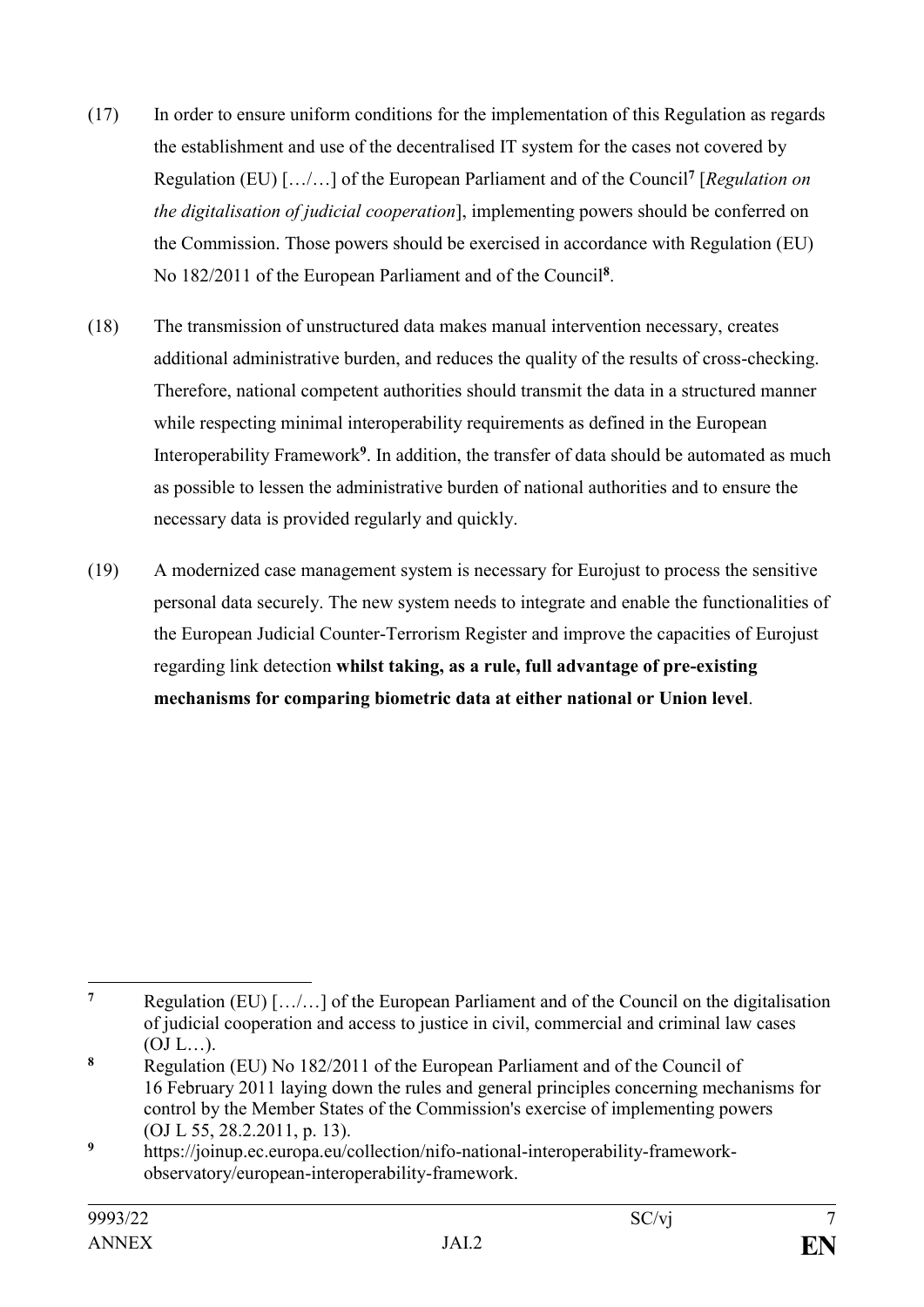(17) In order to ensure uniform conditions for the implementation of this Regulation as regards the establishment and use of the decentralised IT system for the cases not covered by Regulation (EU) […/…] of the European Parliament and of the Council[7] [*Regulation on the digitalisation of judicial cooperation*], implementing powers should be conferred on the Commission. Those powers should be exercised in accordance with Regulation (EU) No 182/2011 of the European Parliament and of the Council[8].

(18) The transmission of unstructured data makes manual intervention necessary, creates additional administrative burden, and reduces the quality of the results of cross-checking. Therefore, national competent authorities should transmit the data in a structured manner while respecting minimal interoperability requirements as defined in the European Interoperability Framework[9]. In addition, the transfer of data should be automated as much as possible to lessen the administrative burden of national authorities and to ensure the necessary data is provided regularly and quickly.

(19) A modernized case management system is necessary for Eurojust to process the sensitive personal data securely. The new system needs to integrate and enable the functionalities of the European Judicial Counter-Terrorism Register and improve the capacities of Eurojust regarding link detection **whilst taking, as a rule, full advantage of pre-existing mechanisms for comparing biometric data at either national or Union level**.

---

[7] Regulation (EU) […/…] of the European Parliament and of the Council on the digitalisation of judicial cooperation and access to justice in civil, commercial and criminal law cases (OJ L…).

[8] Regulation (EU) No 182/2011 of the European Parliament and of the Council of 16 February 2011 laying down the rules and general principles concerning mechanisms for control by the Member States of the Commission's exercise of implementing powers (OJ L 55, 28.2.2011, p. 13).

[9] https://joinup.ec.europa.eu/collection/nifo-national-interoperability-framework-observatory/european-interoperability-framework.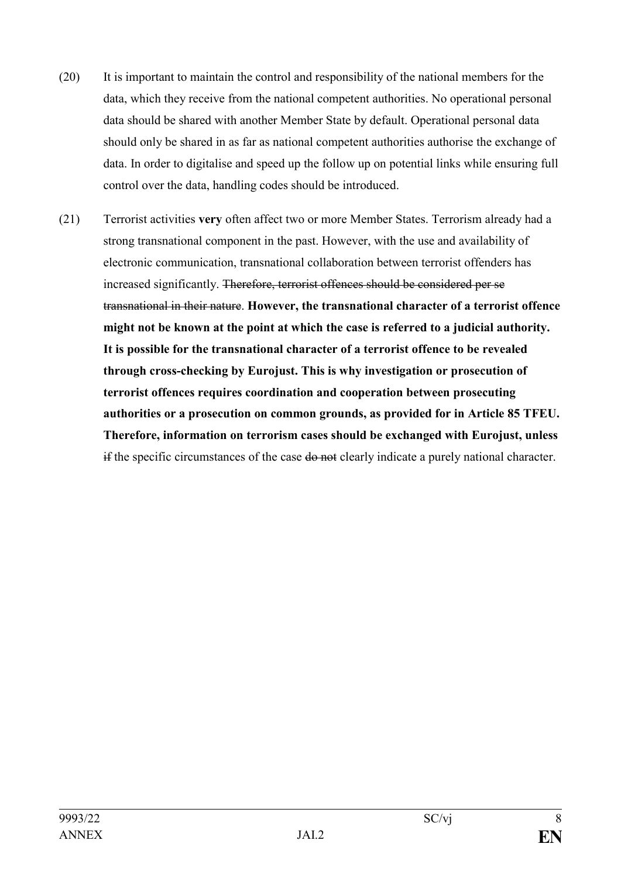(20) It is important to maintain the control and responsibility of the national members for the data, which they receive from the national competent authorities. No operational personal data should be shared with another Member State by default. Operational personal data should only be shared in as far as national competent authorities authorise the exchange of data. In order to digitalise and speed up the follow up on potential links while ensuring full control over the data, handling codes should be introduced.

(21) Terrorist activities **very** often affect two or more Member States. Terrorism already had a strong transnational component in the past. However, with the use and availability of electronic communication, transnational collaboration between terrorist offenders has increased significantly. ~~Therefore, terrorist offences should be considered per se transnational in their nature~~. **However, the transnational character of a terrorist offence might not be known at the point at which the case is referred to a judicial authority. It is possible for the transnational character of a terrorist offence to be revealed through cross-checking by Eurojust. This is why investigation or prosecution of terrorist offences requires coordination and cooperation between prosecuting authorities or a prosecution on common grounds, as provided for in Article 85 TFEU. Therefore, information on terrorism cases should be exchanged with Eurojust, unless** ~~if~~ the specific circumstances of the case ~~do not~~ clearly indicate a purely national character.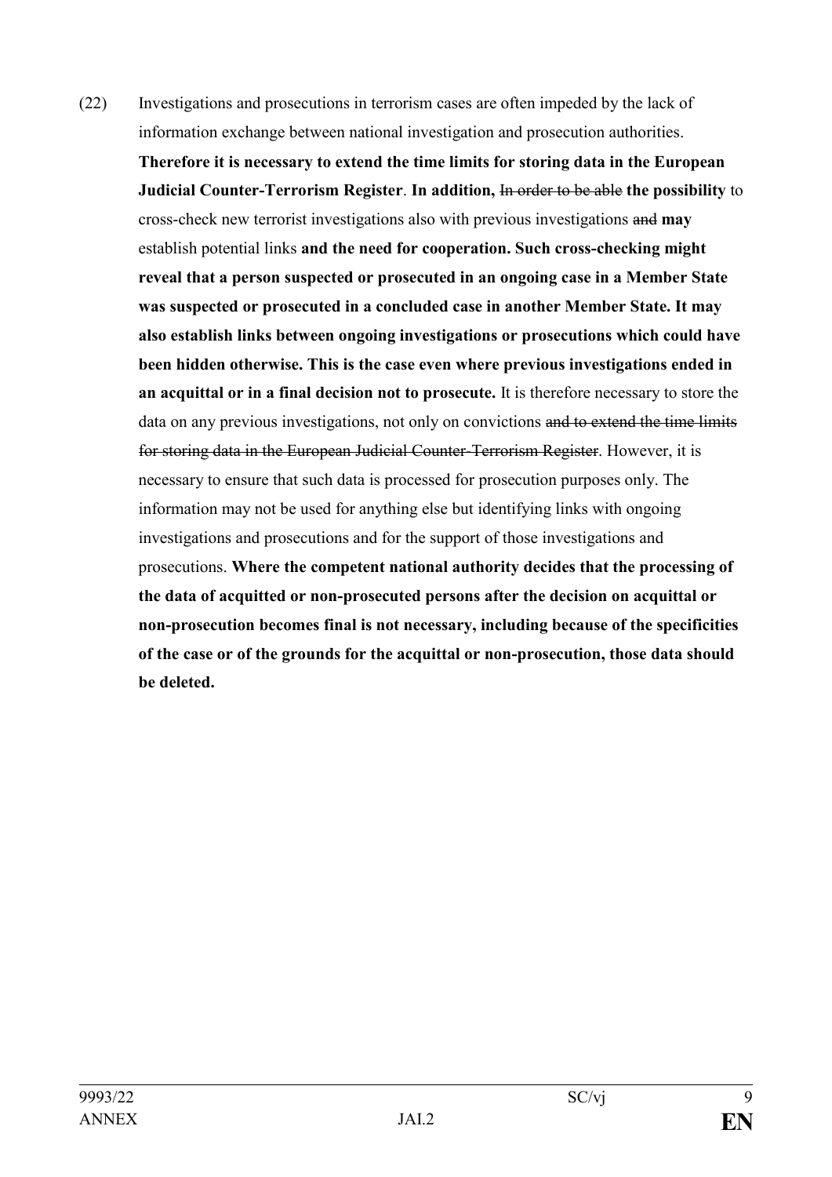(22) Investigations and prosecutions in terrorism cases are often impeded by the lack of information exchange between national investigation and prosecution authorities. **Therefore it is necessary to extend the time limits for storing data in the European Judicial Counter-Terrorism Register**. **In addition,** ~~In order to be able~~ **the possibility** to cross-check new terrorist investigations also with previous investigations ~~and~~ **may** establish potential links **and the need for cooperation. Such cross-checking might reveal that a person suspected or prosecuted in an ongoing case in a Member State was suspected or prosecuted in a concluded case in another Member State. It may also establish links between ongoing investigations or prosecutions which could have been hidden otherwise. This is the case even where previous investigations ended in an acquittal or in a final decision not to prosecute.** It is therefore necessary to store the data on any previous investigations, not only on convictions ~~and to extend the time limits for storing data in the European Judicial Counter-Terrorism Register~~. However, it is necessary to ensure that such data is processed for prosecution purposes only. The information may not be used for anything else but identifying links with ongoing investigations and prosecutions and for the support of those investigations and prosecutions. **Where the competent national authority decides that the processing of the data of acquitted or non-prosecuted persons after the decision on acquittal or non-prosecution becomes final is not necessary, including because of the specificities of the case or of the grounds for the acquittal or non-prosecution, those data should be deleted.**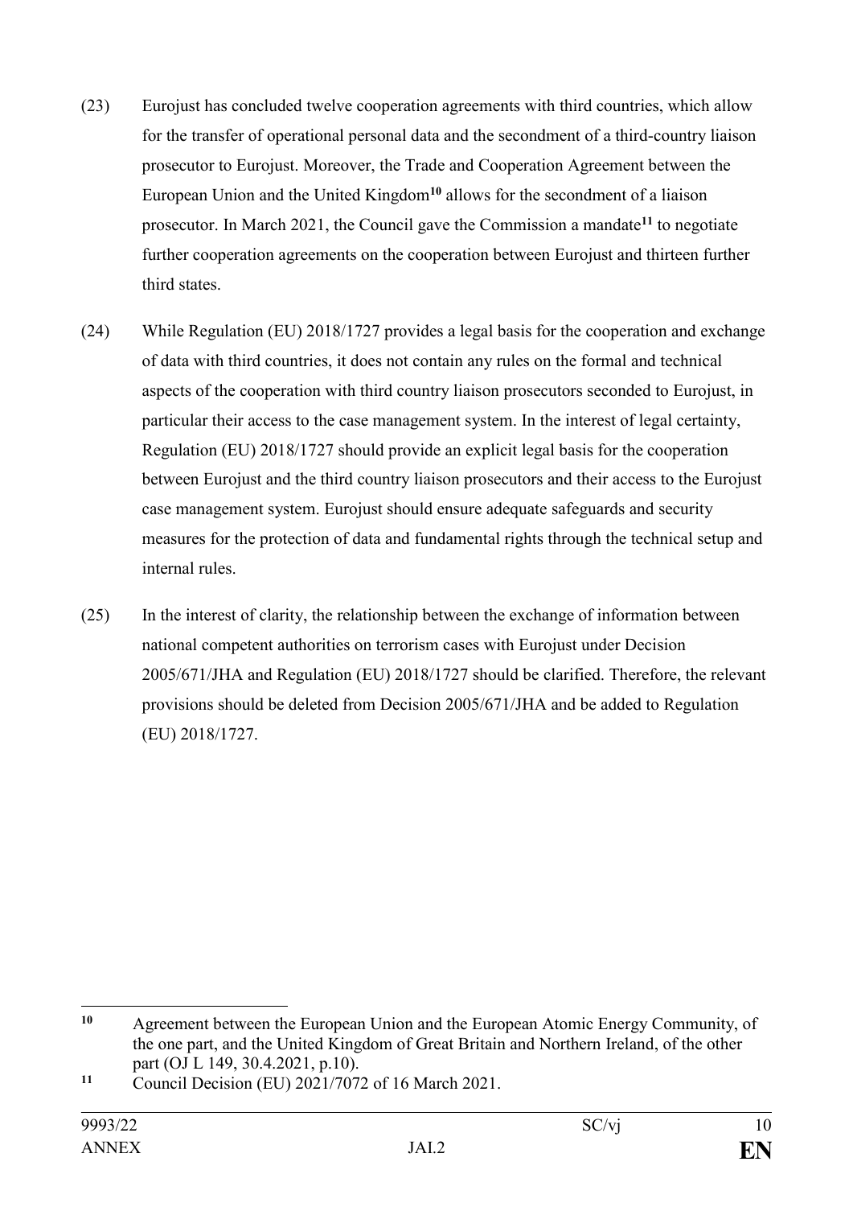(23) Eurojust has concluded twelve cooperation agreements with third countries, which allow for the transfer of operational personal data and the secondment of a third-country liaison prosecutor to Eurojust. Moreover, the Trade and Cooperation Agreement between the European Union and the United Kingdom[10] allows for the secondment of a liaison prosecutor. In March 2021, the Council gave the Commission a mandate[11] to negotiate further cooperation agreements on the cooperation between Eurojust and thirteen further third states.

(24) While Regulation (EU) 2018/1727 provides a legal basis for the cooperation and exchange of data with third countries, it does not contain any rules on the formal and technical aspects of the cooperation with third country liaison prosecutors seconded to Eurojust, in particular their access to the case management system. In the interest of legal certainty, Regulation (EU) 2018/1727 should provide an explicit legal basis for the cooperation between Eurojust and the third country liaison prosecutors and their access to the Eurojust case management system. Eurojust should ensure adequate safeguards and security measures for the protection of data and fundamental rights through the technical setup and internal rules.

(25) In the interest of clarity, the relationship between the exchange of information between national competent authorities on terrorism cases with Eurojust under Decision 2005/671/JHA and Regulation (EU) 2018/1727 should be clarified. Therefore, the relevant provisions should be deleted from Decision 2005/671/JHA and be added to Regulation (EU) 2018/1727.

---

[10] Agreement between the European Union and the European Atomic Energy Community, of the one part, and the United Kingdom of Great Britain and Northern Ireland, of the other part (OJ L 149, 30.4.2021, p.10).

[11] Council Decision (EU) 2021/7072 of 16 March 2021.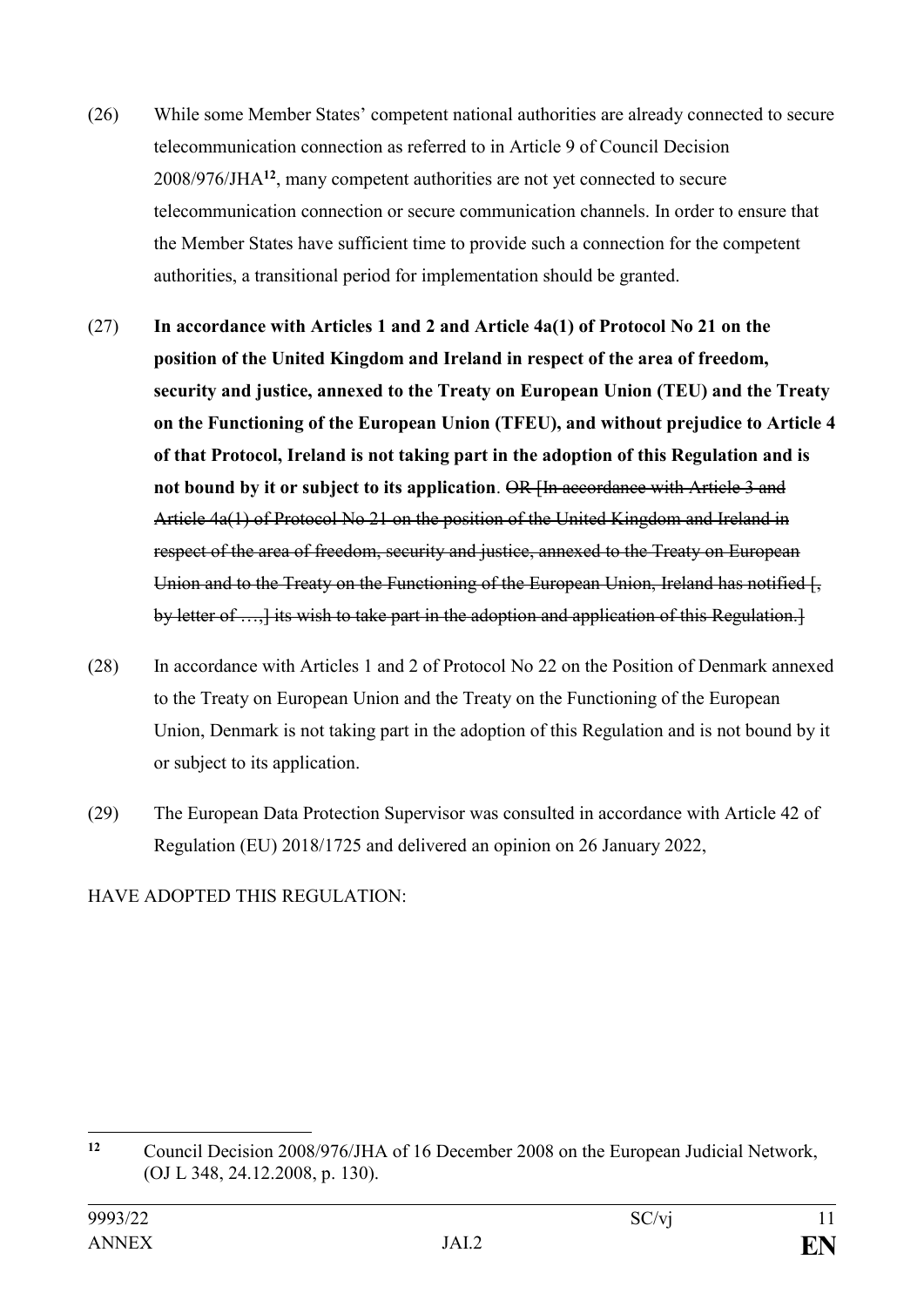(26) While some Member States' competent national authorities are already connected to secure telecommunication connection as referred to in Article 9 of Council Decision 2008/976/JHA[12], many competent authorities are not yet connected to secure telecommunication connection or secure communication channels. In order to ensure that the Member States have sufficient time to provide such a connection for the competent authorities, a transitional period for implementation should be granted.

(27) **In accordance with Articles 1 and 2 and Article 4a(1) of Protocol No 21 on the position of the United Kingdom and Ireland in respect of the area of freedom, security and justice, annexed to the Treaty on European Union (TEU) and the Treaty on the Functioning of the European Union (TFEU), and without prejudice to Article 4 of that Protocol, Ireland is not taking part in the adoption of this Regulation and is not bound by it or subject to its application**. ~~OR [In accordance with Article 3 and Article 4a(1) of Protocol No 21 on the position of the United Kingdom and Ireland in respect of the area of freedom, security and justice, annexed to the Treaty on European Union and to the Treaty on the Functioning of the European Union, Ireland has notified [, by letter of …,] its wish to take part in the adoption and application of this Regulation.]~~

(28) In accordance with Articles 1 and 2 of Protocol No 22 on the Position of Denmark annexed to the Treaty on European Union and the Treaty on the Functioning of the European Union, Denmark is not taking part in the adoption of this Regulation and is not bound by it or subject to its application.

(29) The European Data Protection Supervisor was consulted in accordance with Article 42 of Regulation (EU) 2018/1725 and delivered an opinion on 26 January 2022,

HAVE ADOPTED THIS REGULATION:

---

[12] Council Decision 2008/976/JHA of 16 December 2008 on the European Judicial Network, (OJ L 348, 24.12.2008, p. 130).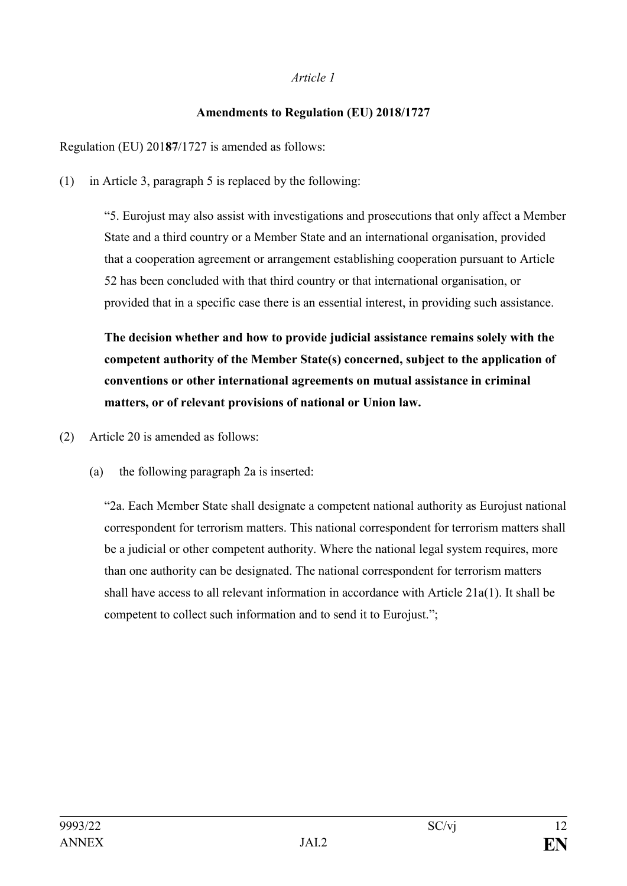*Article 1*

**Amendments to Regulation (EU) 2018/1727**

Regulation (EU) 201~~7~~**8**/1727 is amended as follows:

(1) in Article 3, paragraph 5 is replaced by the following:

"5. Eurojust may also assist with investigations and prosecutions that only affect a Member State and a third country or a Member State and an international organisation, provided that a cooperation agreement or arrangement establishing cooperation pursuant to Article 52 has been concluded with that third country or that international organisation, or provided that in a specific case there is an essential interest, in providing such assistance.

**The decision whether and how to provide judicial assistance remains solely with the competent authority of the Member State(s) concerned, subject to the application of conventions or other international agreements on mutual assistance in criminal matters, or of relevant provisions of national or Union law.**

(2) Article 20 is amended as follows:

(a) the following paragraph 2a is inserted:

"2a. Each Member State shall designate a competent national authority as Eurojust national correspondent for terrorism matters. This national correspondent for terrorism matters shall be a judicial or other competent authority. Where the national legal system requires, more than one authority can be designated. The national correspondent for terrorism matters shall have access to all relevant information in accordance with Article 21a(1). It shall be competent to collect such information and to send it to Eurojust.";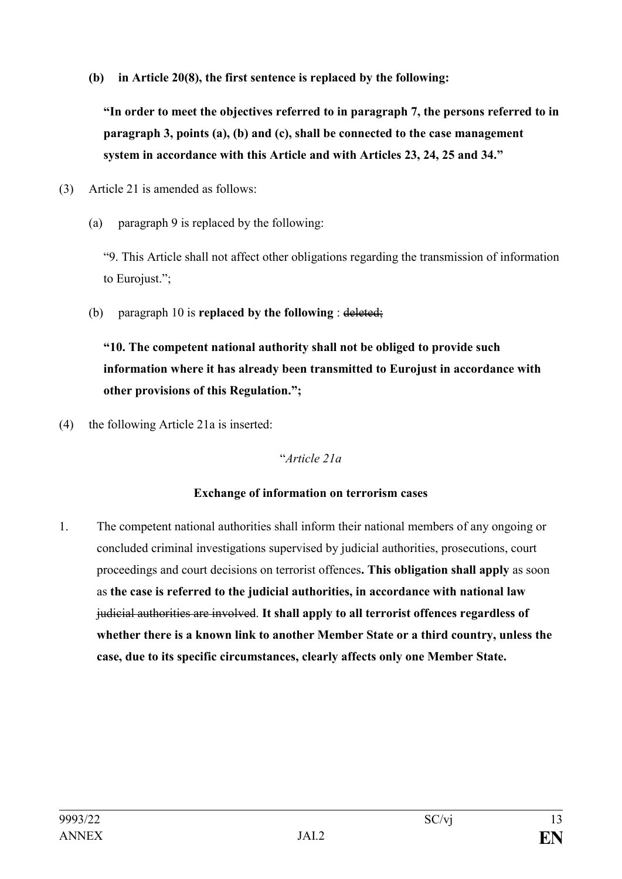**(b) in Article 20(8), the first sentence is replaced by the following:**

**"In order to meet the objectives referred to in paragraph 7, the persons referred to in paragraph 3, points (a), (b) and (c), shall be connected to the case management system in accordance with this Article and with Articles 23, 24, 25 and 34."**

(3) Article 21 is amended as follows:

(a) paragraph 9 is replaced by the following:

"9. This Article shall not affect other obligations regarding the transmission of information to Eurojust.";

(b) paragraph 10 is **replaced by the following** : ~~deleted;~~

**"10. The competent national authority shall not be obliged to provide such information where it has already been transmitted to Eurojust in accordance with other provisions of this Regulation.";**

(4) the following Article 21a is inserted:

"*Article 21a*

**Exchange of information on terrorism cases**

1. The competent national authorities shall inform their national members of any ongoing or concluded criminal investigations supervised by judicial authorities, prosecutions, court proceedings and court decisions on terrorist offences**. This obligation shall apply** as soon as **the case is referred to the judicial authorities, in accordance with national law** ~~judicial authorities are involved~~. **It shall apply to all terrorist offences regardless of whether there is a known link to another Member State or a third country, unless the case, due to its specific circumstances, clearly affects only one Member State.**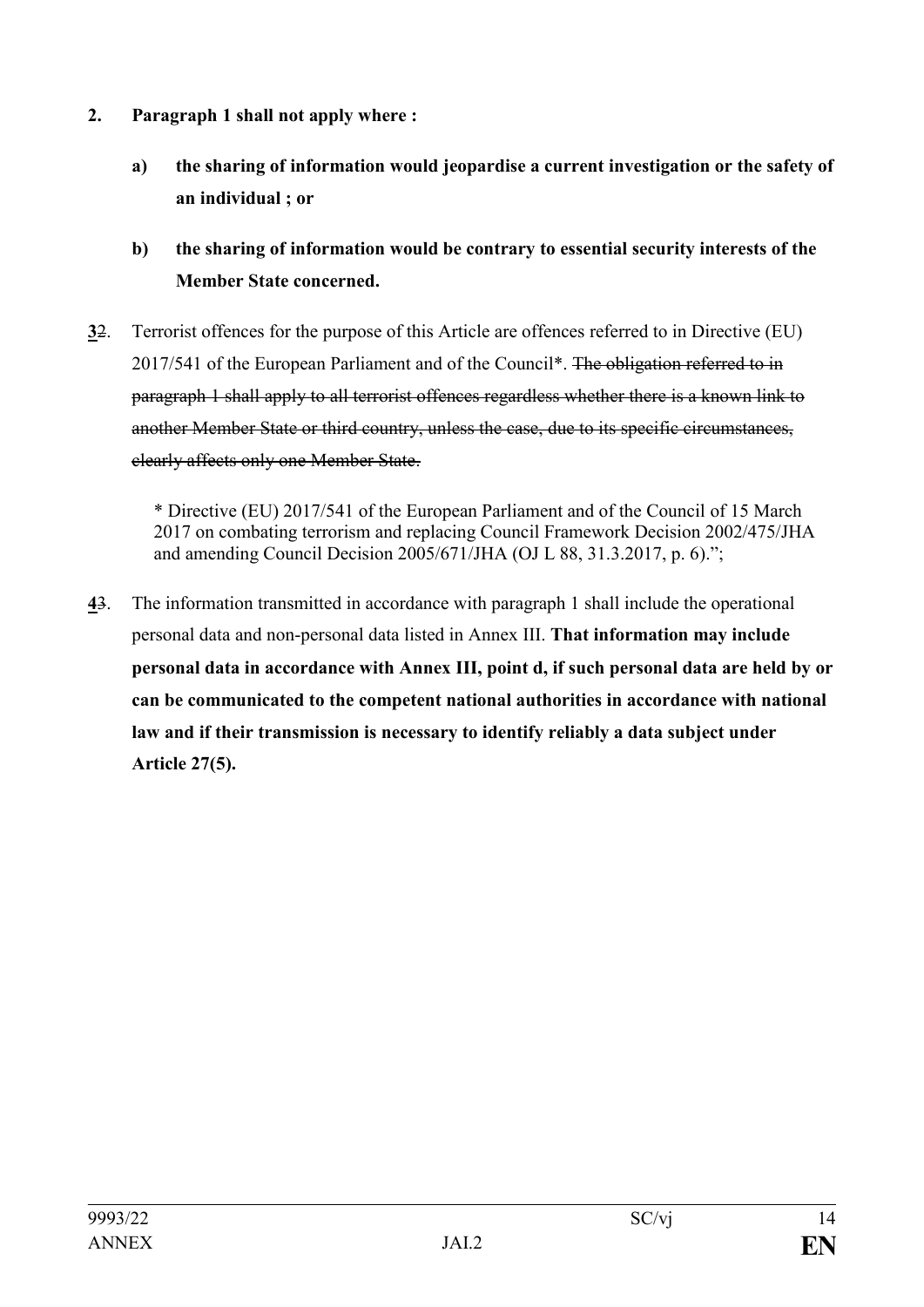**2. Paragraph 1 shall not apply where :**

**a) the sharing of information would jeopardise a current investigation or the safety of an individual ; or**

**b) the sharing of information would be contrary to essential security interests of the Member State concerned.**

**3**~~2~~. Terrorist offences for the purpose of this Article are offences referred to in Directive (EU) 2017/541 of the European Parliament and of the Council*. ~~The obligation referred to in paragraph 1 shall apply to all terrorist offences regardless whether there is a known link to another Member State or third country, unless the case, due to its specific circumstances, clearly affects only one Member State.~~

\* Directive (EU) 2017/541 of the European Parliament and of the Council of 15 March 2017 on combating terrorism and replacing Council Framework Decision 2002/475/JHA and amending Council Decision 2005/671/JHA (OJ L 88, 31.3.2017, p. 6).";

**4**~~3~~. The information transmitted in accordance with paragraph 1 shall include the operational personal data and non-personal data listed in Annex III. **That information may include personal data in accordance with Annex III, point d, if such personal data are held by or can be communicated to the competent national authorities in accordance with national law and if their transmission is necessary to identify reliably a data subject under Article 27(5).**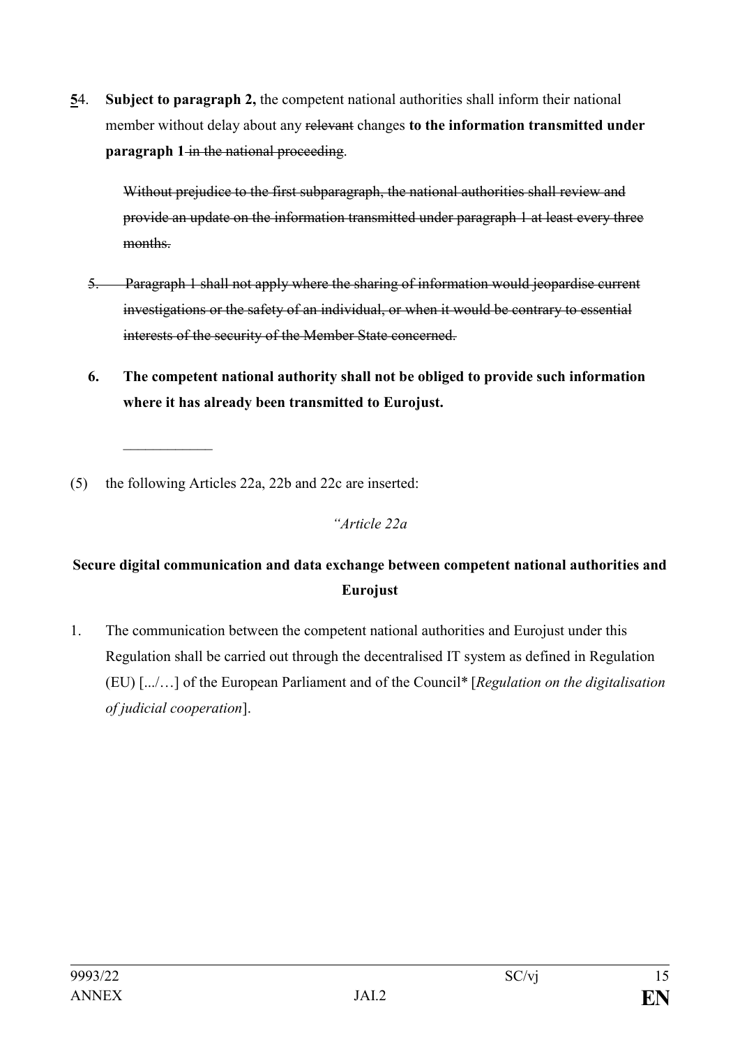**5**4. **Subject to paragraph 2,** the competent national authorities shall inform their national member without delay about any ~~relevant~~ changes **to the information transmitted under paragraph 1** ~~in the national proceeding~~.

~~Without prejudice to the first subparagraph, the national authorities shall review and provide an update on the information transmitted under paragraph 1 at least every three months.~~

~~5. Paragraph 1 shall not apply where the sharing of information would jeopardise current investigations or the safety of an individual, or when it would be contrary to essential interests of the security of the Member State concerned.~~

**6. The competent national authority shall not be obliged to provide such information where it has already been transmitted to Eurojust.**

____________

(5) the following Articles 22a, 22b and 22c are inserted:

*"Article 22a*

**Secure digital communication and data exchange between competent national authorities and Eurojust**

1. The communication between the competent national authorities and Eurojust under this Regulation shall be carried out through the decentralised IT system as defined in Regulation (EU) [.../…] of the European Parliament and of the Council* [*Regulation on the digitalisation of judicial cooperation*].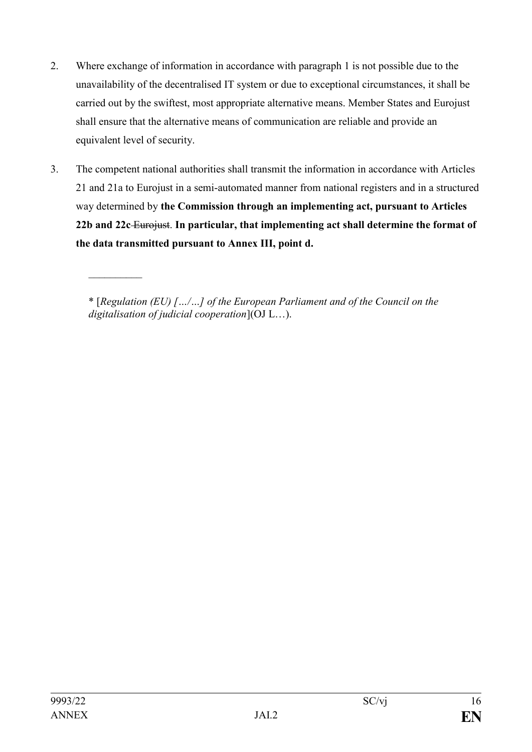2. Where exchange of information in accordance with paragraph 1 is not possible due to the unavailability of the decentralised IT system or due to exceptional circumstances, it shall be carried out by the swiftest, most appropriate alternative means. Member States and Eurojust shall ensure that the alternative means of communication are reliable and provide an equivalent level of security.

3. The competent national authorities shall transmit the information in accordance with Articles 21 and 21a to Eurojust in a semi-automated manner from national registers and in a structured way determined by **the Commission through an implementing act, pursuant to Articles 22b and 22c** ~~Eurojust~~. **In particular, that implementing act shall determine the format of the data transmitted pursuant to Annex III, point d.**

__________

\* [*Regulation (EU) […/…] of the European Parliament and of the Council on the digitalisation of judicial cooperation*](OJ L…).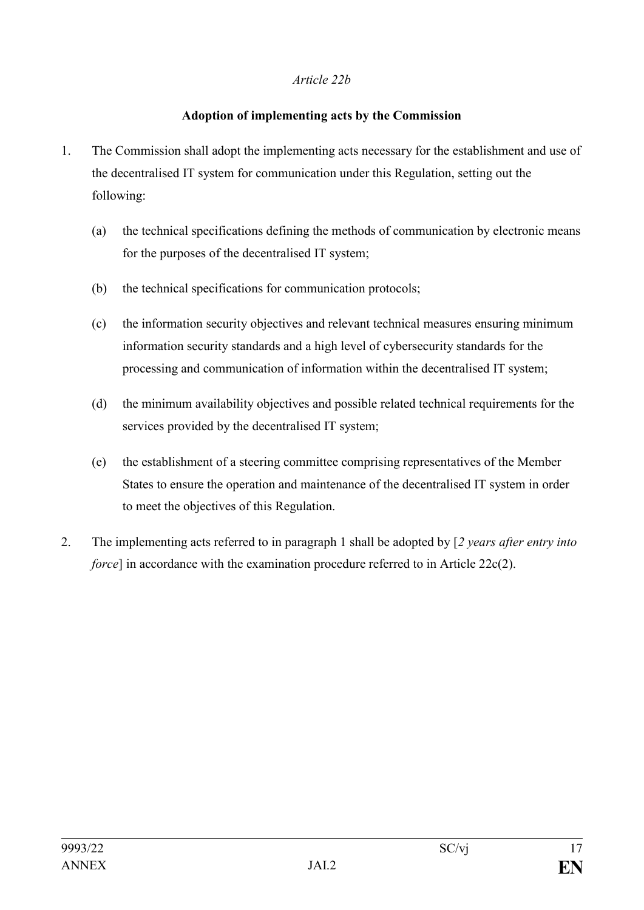*Article 22b*

**Adoption of implementing acts by the Commission**

1. The Commission shall adopt the implementing acts necessary for the establishment and use of the decentralised IT system for communication under this Regulation, setting out the following:

   (a) the technical specifications defining the methods of communication by electronic means for the purposes of the decentralised IT system;

   (b) the technical specifications for communication protocols;

   (c) the information security objectives and relevant technical measures ensuring minimum information security standards and a high level of cybersecurity standards for the processing and communication of information within the decentralised IT system;

   (d) the minimum availability objectives and possible related technical requirements for the services provided by the decentralised IT system;

   (e) the establishment of a steering committee comprising representatives of the Member States to ensure the operation and maintenance of the decentralised IT system in order to meet the objectives of this Regulation.

2. The implementing acts referred to in paragraph 1 shall be adopted by [*2 years after entry into force*] in accordance with the examination procedure referred to in Article 22c(2).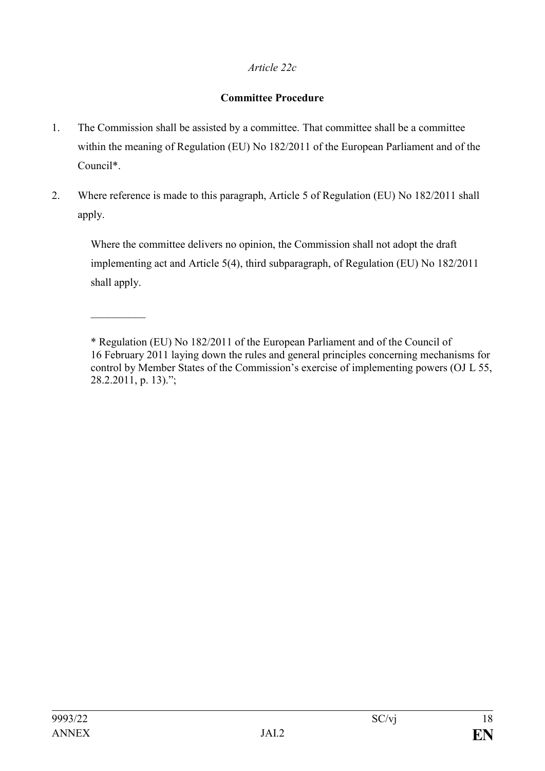*Article 22c*

**Committee Procedure**

1. The Commission shall be assisted by a committee. That committee shall be a committee within the meaning of Regulation (EU) No 182/2011 of the European Parliament and of the Council*.

2. Where reference is made to this paragraph, Article 5 of Regulation (EU) No 182/2011 shall apply.

   Where the committee delivers no opinion, the Commission shall not adopt the draft implementing act and Article 5(4), third subparagraph, of Regulation (EU) No 182/2011 shall apply.

__________

\* Regulation (EU) No 182/2011 of the European Parliament and of the Council of 16 February 2011 laying down the rules and general principles concerning mechanisms for control by Member States of the Commission's exercise of implementing powers (OJ L 55, 28.2.2011, p. 13).";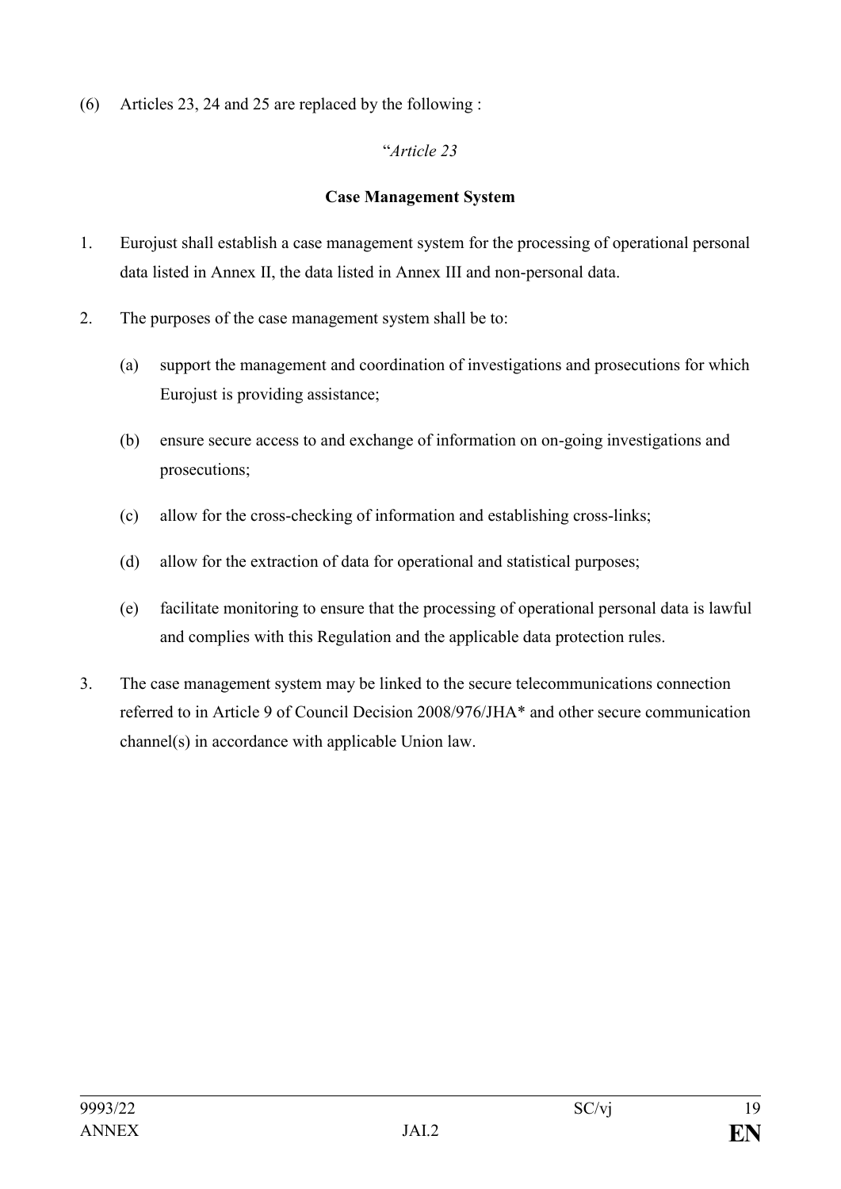(6) Articles 23, 24 and 25 are replaced by the following :

"*Article 23*

**Case Management System**

1. Eurojust shall establish a case management system for the processing of operational personal data listed in Annex II, the data listed in Annex III and non-personal data.

2. The purposes of the case management system shall be to:

   (a) support the management and coordination of investigations and prosecutions for which Eurojust is providing assistance;

   (b) ensure secure access to and exchange of information on on-going investigations and prosecutions;

   (c) allow for the cross-checking of information and establishing cross-links;

   (d) allow for the extraction of data for operational and statistical purposes;

   (e) facilitate monitoring to ensure that the processing of operational personal data is lawful and complies with this Regulation and the applicable data protection rules.

3. The case management system may be linked to the secure telecommunications connection referred to in Article 9 of Council Decision 2008/976/JHA* and other secure communication channel(s) in accordance with applicable Union law.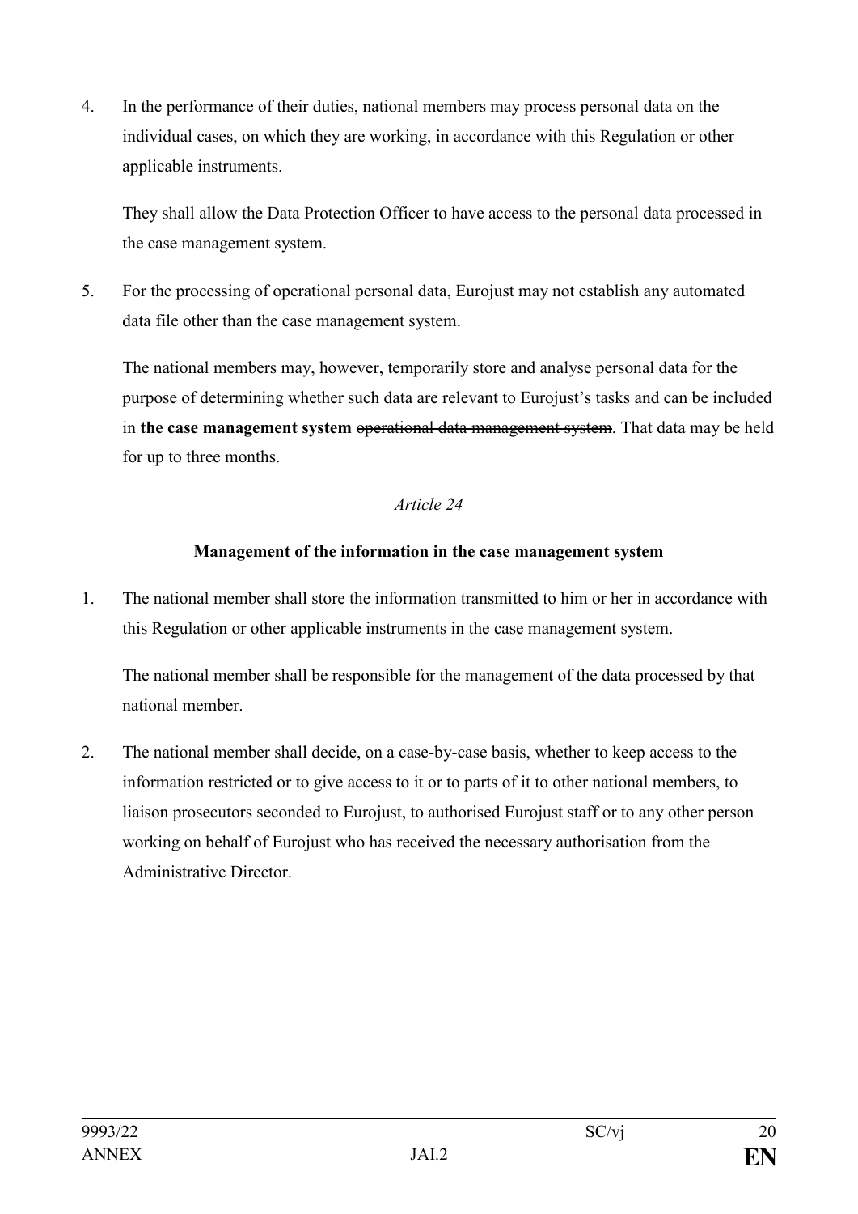4. In the performance of their duties, national members may process personal data on the individual cases, on which they are working, in accordance with this Regulation or other applicable instruments.

   They shall allow the Data Protection Officer to have access to the personal data processed in the case management system.

5. For the processing of operational personal data, Eurojust may not establish any automated data file other than the case management system.

   The national members may, however, temporarily store and analyse personal data for the purpose of determining whether such data are relevant to Eurojust's tasks and can be included in **the case management system** ~~operational data management system~~. That data may be held for up to three months.

*Article 24*

**Management of the information in the case management system**

1. The national member shall store the information transmitted to him or her in accordance with this Regulation or other applicable instruments in the case management system.

   The national member shall be responsible for the management of the data processed by that national member.

2. The national member shall decide, on a case-by-case basis, whether to keep access to the information restricted or to give access to it or to parts of it to other national members, to liaison prosecutors seconded to Eurojust, to authorised Eurojust staff or to any other person working on behalf of Eurojust who has received the necessary authorisation from the Administrative Director.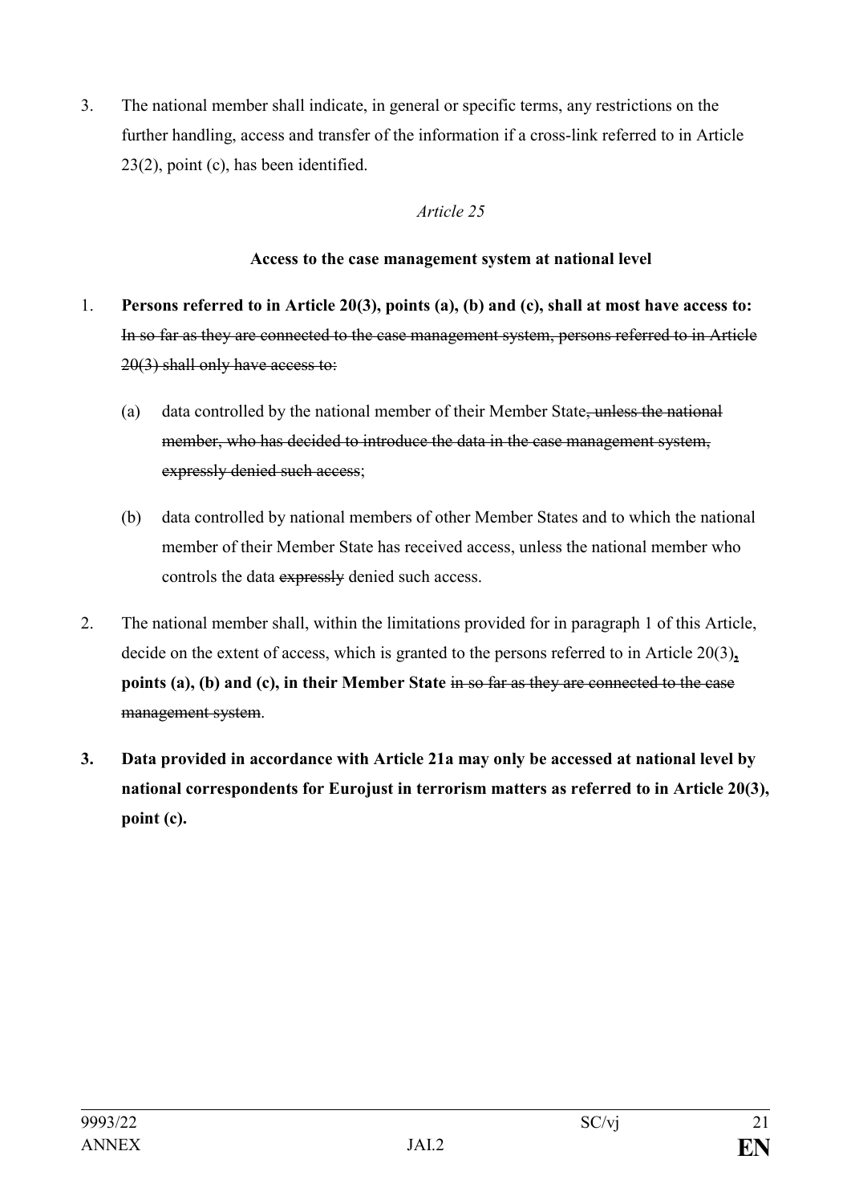3. The national member shall indicate, in general or specific terms, any restrictions on the further handling, access and transfer of the information if a cross-link referred to in Article 23(2), point (c), has been identified.

*Article 25*

**Access to the case management system at national level**

1. **Persons referred to in Article 20(3), points (a), (b) and (c), shall at most have access to:** ~~In so far as they are connected to the case management system, persons referred to in Article 20(3) shall only have access to:~~

   (a) data controlled by the national member of their Member State~~, unless the national member, who has decided to introduce the data in the case management system, expressly denied such access~~;

   (b) data controlled by national members of other Member States and to which the national member of their Member State has received access, unless the national member who controls the data ~~expressly~~ denied such access.

2. The national member shall, within the limitations provided for in paragraph 1 of this Article, decide on the extent of access, which is granted to the persons referred to in Article 20(3)**, points (a), (b) and (c), in their Member State** ~~in so far as they are connected to the case management system~~.

3. **Data provided in accordance with Article 21a may only be accessed at national level by national correspondents for Eurojust in terrorism matters as referred to in Article 20(3), point (c).**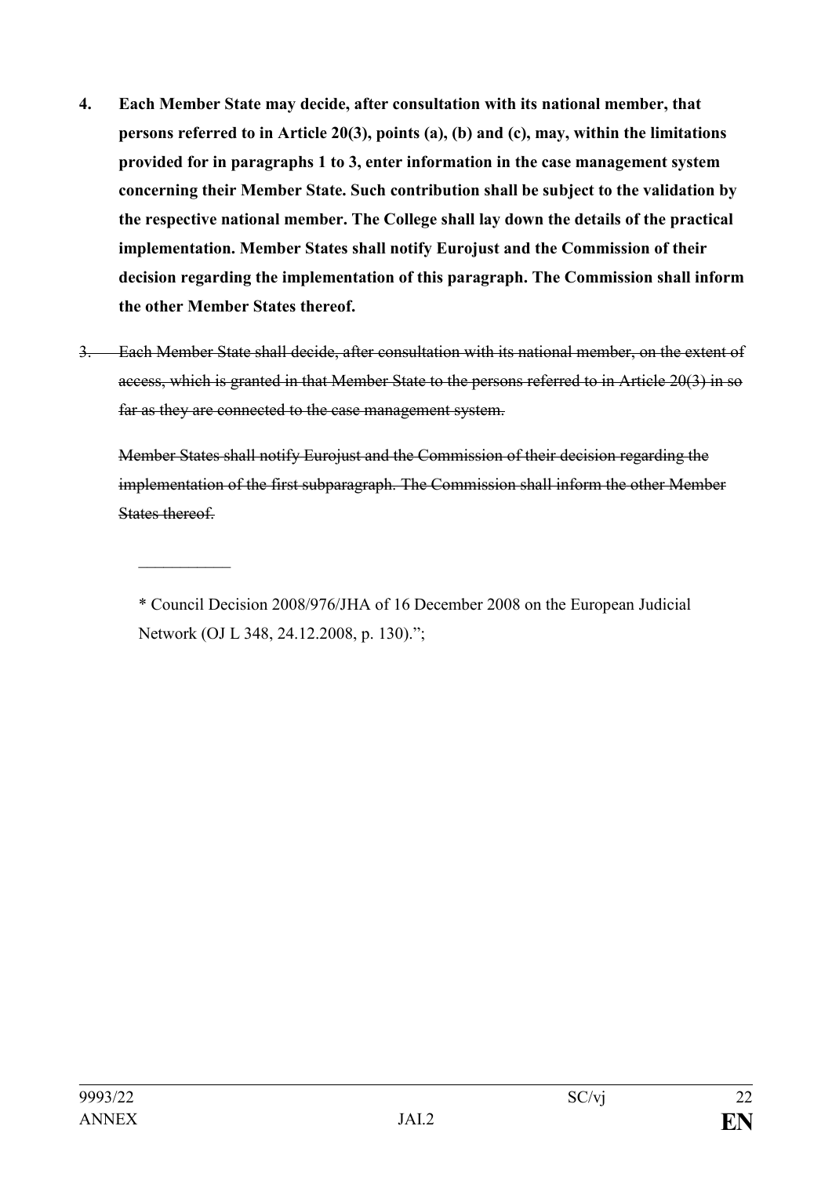**4. Each Member State may decide, after consultation with its national member, that persons referred to in Article 20(3), points (a), (b) and (c), may, within the limitations provided for in paragraphs 1 to 3, enter information in the case management system concerning their Member State. Such contribution shall be subject to the validation by the respective national member. The College shall lay down the details of the practical implementation. Member States shall notify Eurojust and the Commission of their decision regarding the implementation of this paragraph. The Commission shall inform the other Member States thereof.**

~~3. Each Member State shall decide, after consultation with its national member, on the extent of access, which is granted in that Member State to the persons referred to in Article 20(3) in so far as they are connected to the case management system.~~

~~Member States shall notify Eurojust and the Commission of their decision regarding the implementation of the first subparagraph. The Commission shall inform the other Member States thereof.~~

___________

* Council Decision 2008/976/JHA of 16 December 2008 on the European Judicial Network (OJ L 348, 24.12.2008, p. 130).";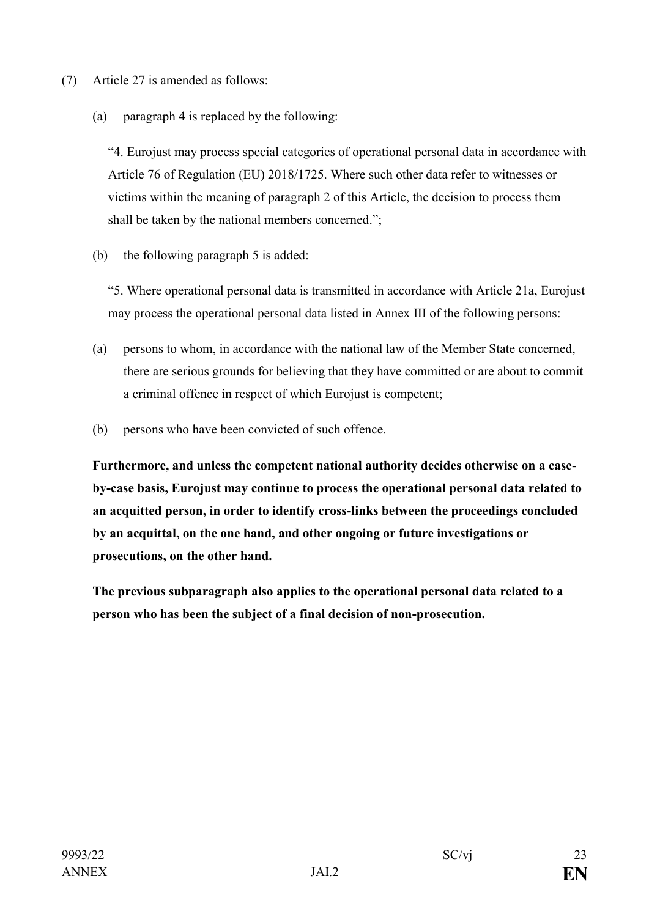(7) Article 27 is amended as follows:

(a) paragraph 4 is replaced by the following:

"4. Eurojust may process special categories of operational personal data in accordance with Article 76 of Regulation (EU) 2018/1725. Where such other data refer to witnesses or victims within the meaning of paragraph 2 of this Article, the decision to process them shall be taken by the national members concerned.";

(b) the following paragraph 5 is added:

"5. Where operational personal data is transmitted in accordance with Article 21a, Eurojust may process the operational personal data listed in Annex III of the following persons:

(a) persons to whom, in accordance with the national law of the Member State concerned, there are serious grounds for believing that they have committed or are about to commit a criminal offence in respect of which Eurojust is competent;

(b) persons who have been convicted of such offence.

**Furthermore, and unless the competent national authority decides otherwise on a case-by-case basis, Eurojust may continue to process the operational personal data related to an acquitted person, in order to identify cross-links between the proceedings concluded by an acquittal, on the one hand, and other ongoing or future investigations or prosecutions, on the other hand.**

**The previous subparagraph also applies to the operational personal data related to a person who has been the subject of a final decision of non-prosecution.**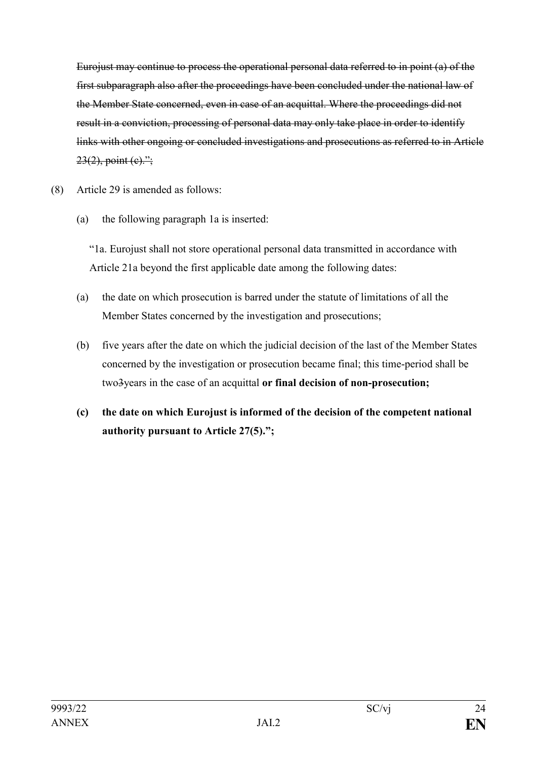~~Eurojust may continue to process the operational personal data referred to in point (a) of the first subparagraph also after the proceedings have been concluded under the national law of the Member State concerned, even in case of an acquittal. Where the proceedings did not result in a conviction, processing of personal data may only take place in order to identify links with other ongoing or concluded investigations and prosecutions as referred to in Article 23(2), point (c).";~~

(8) Article 29 is amended as follows:

(a) the following paragraph 1a is inserted:

"1a. Eurojust shall not store operational personal data transmitted in accordance with Article 21a beyond the first applicable date among the following dates:

(a) the date on which prosecution is barred under the statute of limitations of all the Member States concerned by the investigation and prosecutions;

(b) five years after the date on which the judicial decision of the last of the Member States concerned by the investigation or prosecution became final; this time-period shall be two~~3~~years in the case of an acquittal **or final decision of non-prosecution;**

**(c) the date on which Eurojust is informed of the decision of the competent national authority pursuant to Article 27(5).";**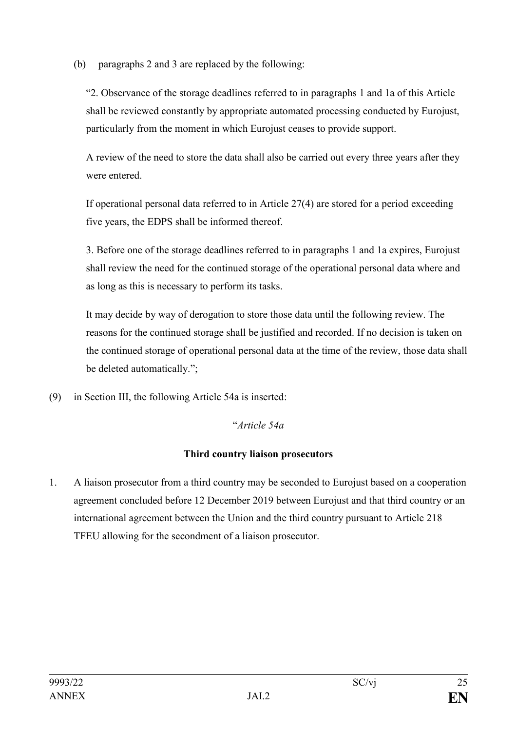(b) paragraphs 2 and 3 are replaced by the following:

"2. Observance of the storage deadlines referred to in paragraphs 1 and 1a of this Article shall be reviewed constantly by appropriate automated processing conducted by Eurojust, particularly from the moment in which Eurojust ceases to provide support.

A review of the need to store the data shall also be carried out every three years after they were entered.

If operational personal data referred to in Article 27(4) are stored for a period exceeding five years, the EDPS shall be informed thereof.

3. Before one of the storage deadlines referred to in paragraphs 1 and 1a expires, Eurojust shall review the need for the continued storage of the operational personal data where and as long as this is necessary to perform its tasks.

It may decide by way of derogation to store those data until the following review. The reasons for the continued storage shall be justified and recorded. If no decision is taken on the continued storage of operational personal data at the time of the review, those data shall be deleted automatically.";

(9) in Section III, the following Article 54a is inserted:

"*Article 54a*

**Third country liaison prosecutors**

1. A liaison prosecutor from a third country may be seconded to Eurojust based on a cooperation agreement concluded before 12 December 2019 between Eurojust and that third country or an international agreement between the Union and the third country pursuant to Article 218 TFEU allowing for the secondment of a liaison prosecutor.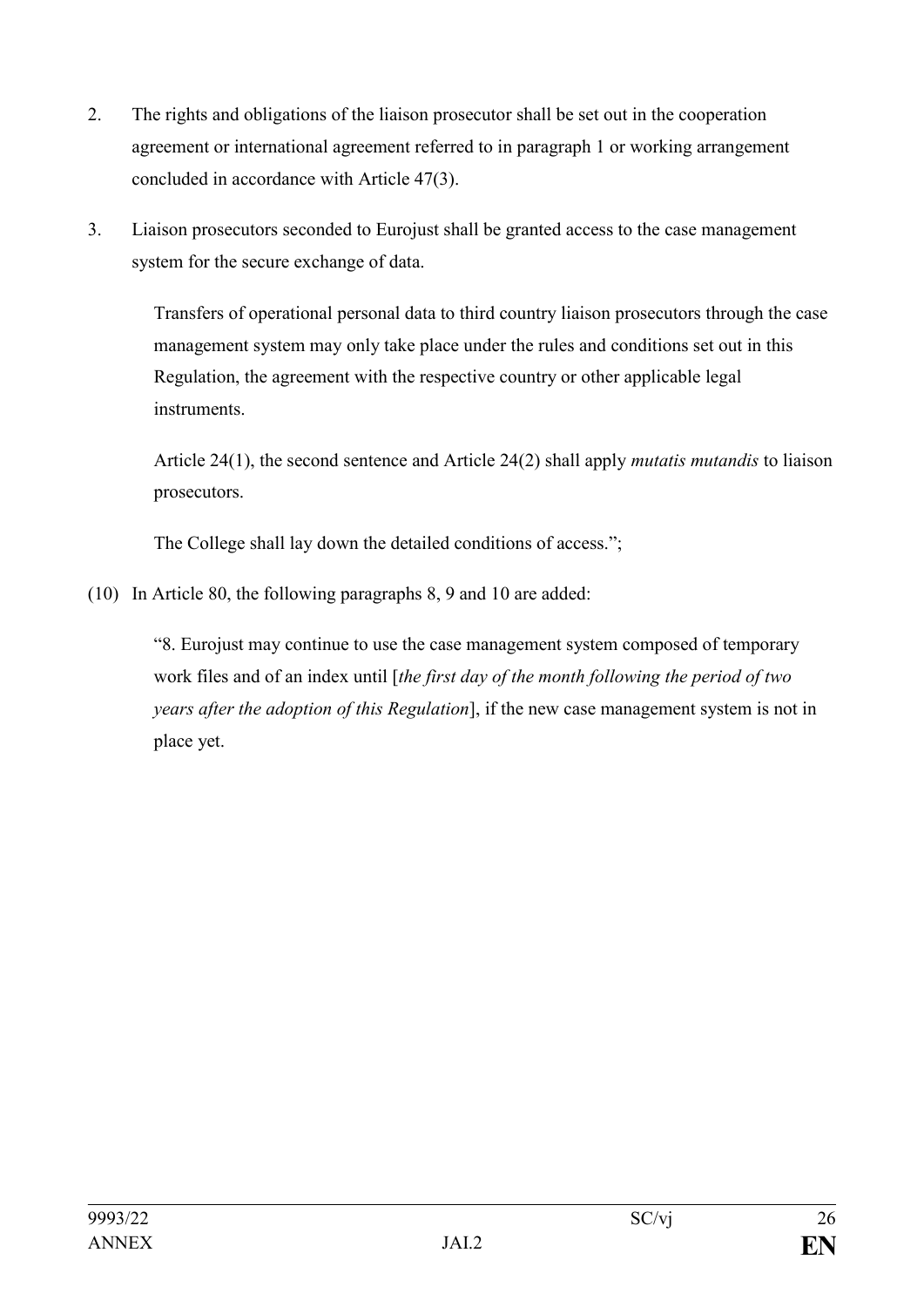2. The rights and obligations of the liaison prosecutor shall be set out in the cooperation agreement or international agreement referred to in paragraph 1 or working arrangement concluded in accordance with Article 47(3).

3. Liaison prosecutors seconded to Eurojust shall be granted access to the case management system for the secure exchange of data.

   Transfers of operational personal data to third country liaison prosecutors through the case management system may only take place under the rules and conditions set out in this Regulation, the agreement with the respective country or other applicable legal instruments.

   Article 24(1), the second sentence and Article 24(2) shall apply *mutatis mutandis* to liaison prosecutors.

   The College shall lay down the detailed conditions of access.";

(10) In Article 80, the following paragraphs 8, 9 and 10 are added:

   "8. Eurojust may continue to use the case management system composed of temporary work files and of an index until [*the first day of the month following the period of two years after the adoption of this Regulation*], if the new case management system is not in place yet.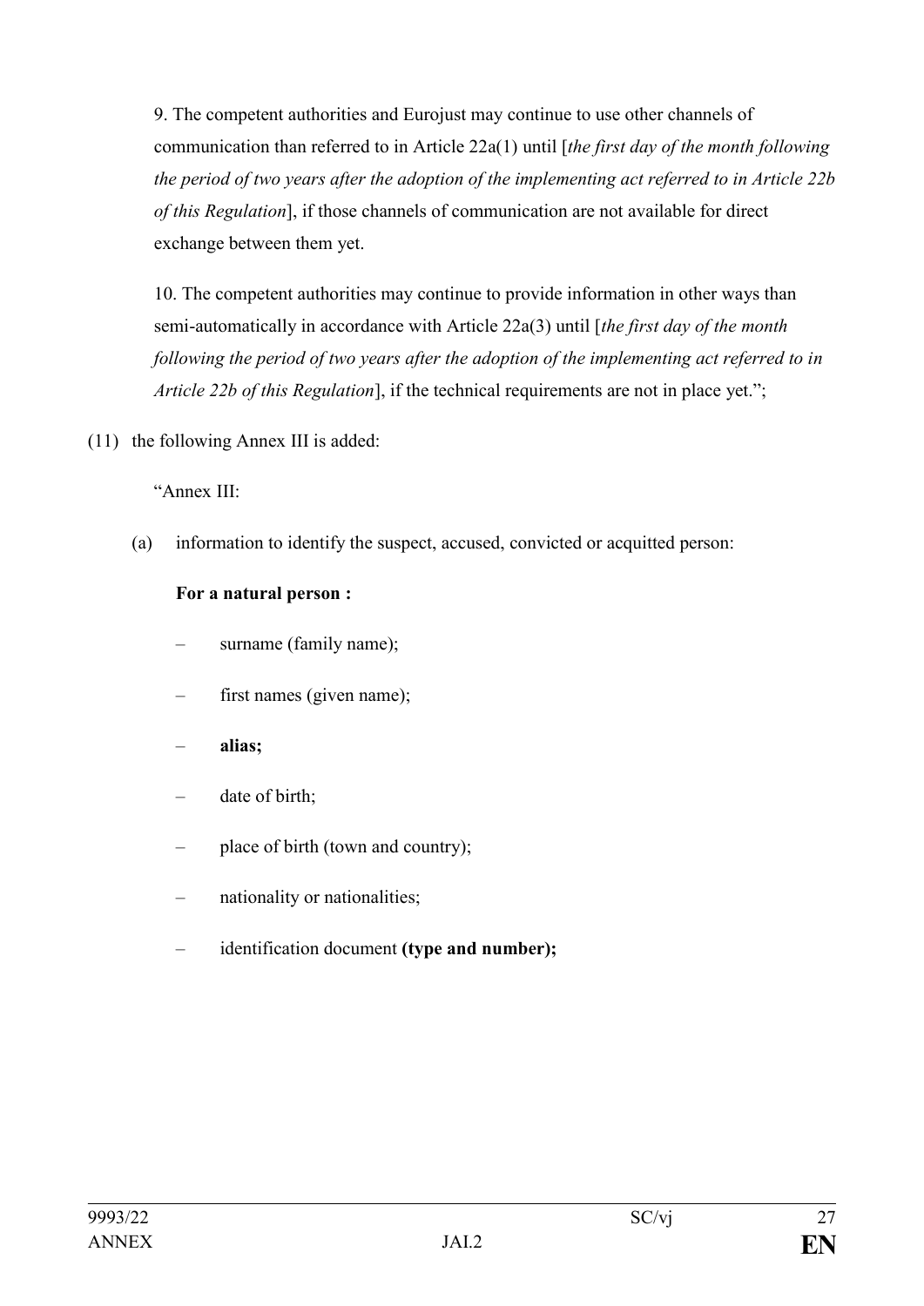9. The competent authorities and Eurojust may continue to use other channels of communication than referred to in Article 22a(1) until [*the first day of the month following the period of two years after the adoption of the implementing act referred to in Article 22b of this Regulation*], if those channels of communication are not available for direct exchange between them yet.

10. The competent authorities may continue to provide information in other ways than semi-automatically in accordance with Article 22a(3) until [*the first day of the month following the period of two years after the adoption of the implementing act referred to in Article 22b of this Regulation*], if the technical requirements are not in place yet.";

(11) the following Annex III is added:

"Annex III:

(a) information to identify the suspect, accused, convicted or acquitted person:

**For a natural person :**

- surname (family name);
- first names (given name);
- **alias;**
- date of birth;
- place of birth (town and country);
- nationality or nationalities;
- identification document **(type and number);**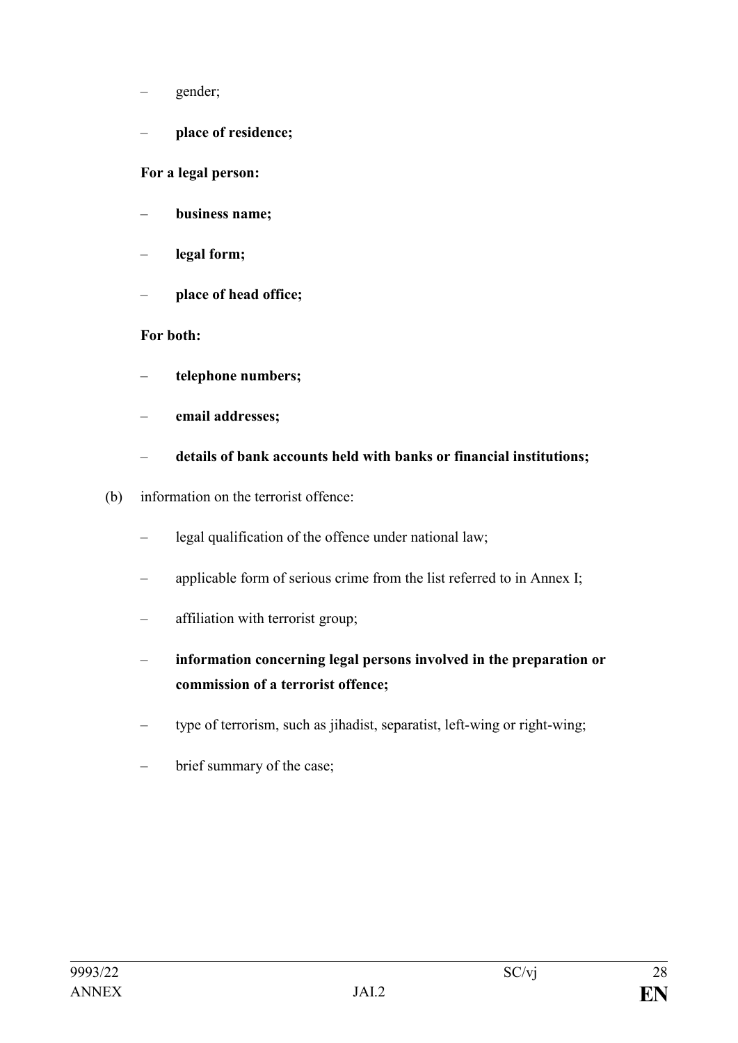- gender;
- **place of residence;**

**For a legal person:**

- **business name;**
- **legal form;**
- **place of head office;**

**For both:**

- **telephone numbers;**
- **email addresses;**
- **details of bank accounts held with banks or financial institutions;**

(b) information on the terrorist offence:

- legal qualification of the offence under national law;
- applicable form of serious crime from the list referred to in Annex I;
- affiliation with terrorist group;
- **information concerning legal persons involved in the preparation or commission of a terrorist offence;**
- type of terrorism, such as jihadist, separatist, left-wing or right-wing;
- brief summary of the case;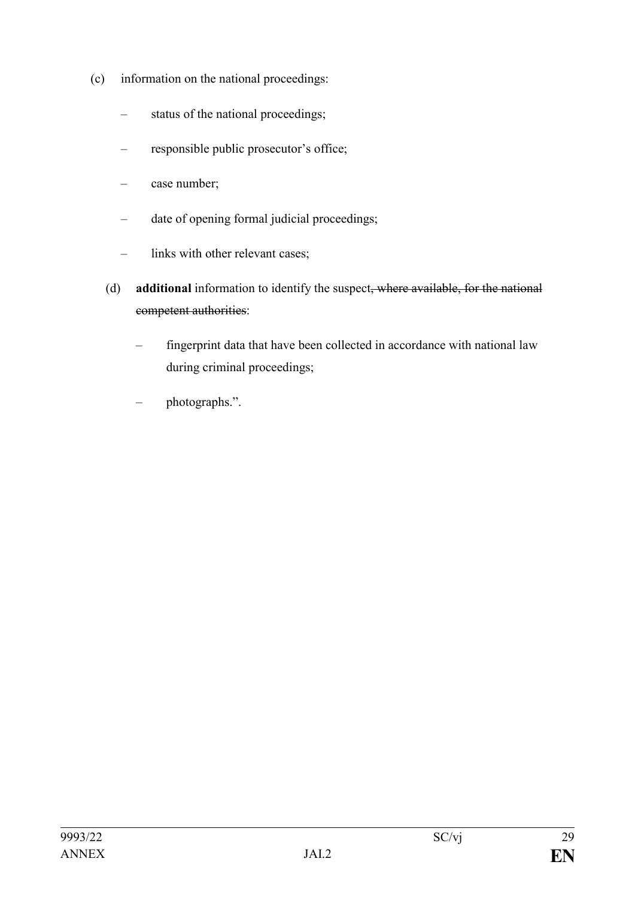(c) information on the national proceedings:

– status of the national proceedings;

– responsible public prosecutor's office;

– case number;

– date of opening formal judicial proceedings;

– links with other relevant cases;

(d) **additional** information to identify the suspect~~, where available, for the national competent authorities~~:

– fingerprint data that have been collected in accordance with national law during criminal proceedings;

– photographs.".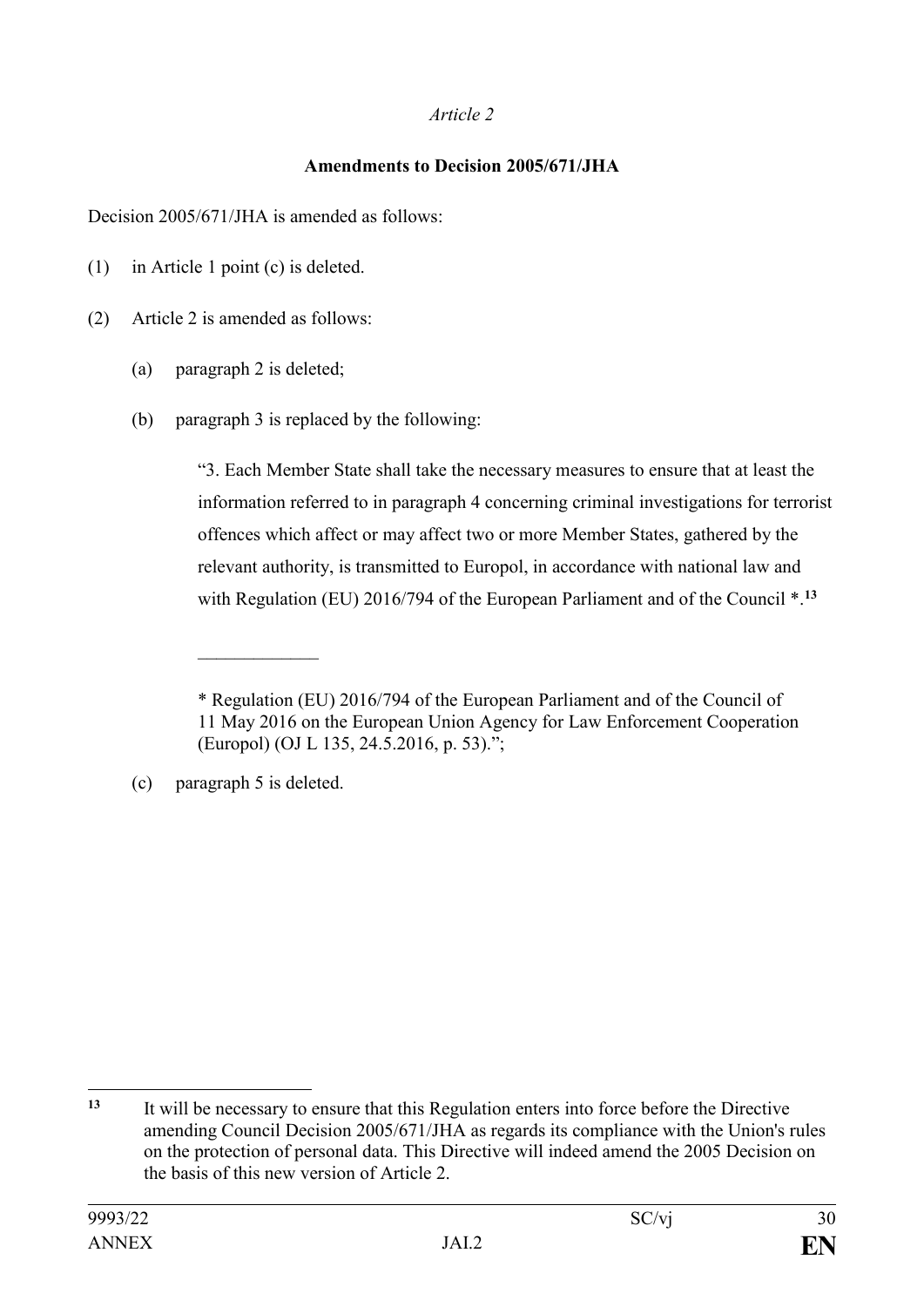*Article 2*

**Amendments to Decision 2005/671/JHA**

Decision 2005/671/JHA is amended as follows:

(1) in Article 1 point (c) is deleted.

(2) Article 2 is amended as follows:

   (a) paragraph 2 is deleted;

   (b) paragraph 3 is replaced by the following:

   "3. Each Member State shall take the necessary measures to ensure that at least the information referred to in paragraph 4 concerning criminal investigations for terrorist offences which affect or may affect two or more Member States, gathered by the relevant authority, is transmitted to Europol, in accordance with national law and with Regulation (EU) 2016/794 of the European Parliament and of the Council *.[13]

   _____________

   * Regulation (EU) 2016/794 of the European Parliament and of the Council of 11 May 2016 on the European Union Agency for Law Enforcement Cooperation (Europol) (OJ L 135, 24.5.2016, p. 53).";

   (c) paragraph 5 is deleted.

---

[13] It will be necessary to ensure that this Regulation enters into force before the Directive amending Council Decision 2005/671/JHA as regards its compliance with the Union's rules on the protection of personal data. This Directive will indeed amend the 2005 Decision on the basis of this new version of Article 2.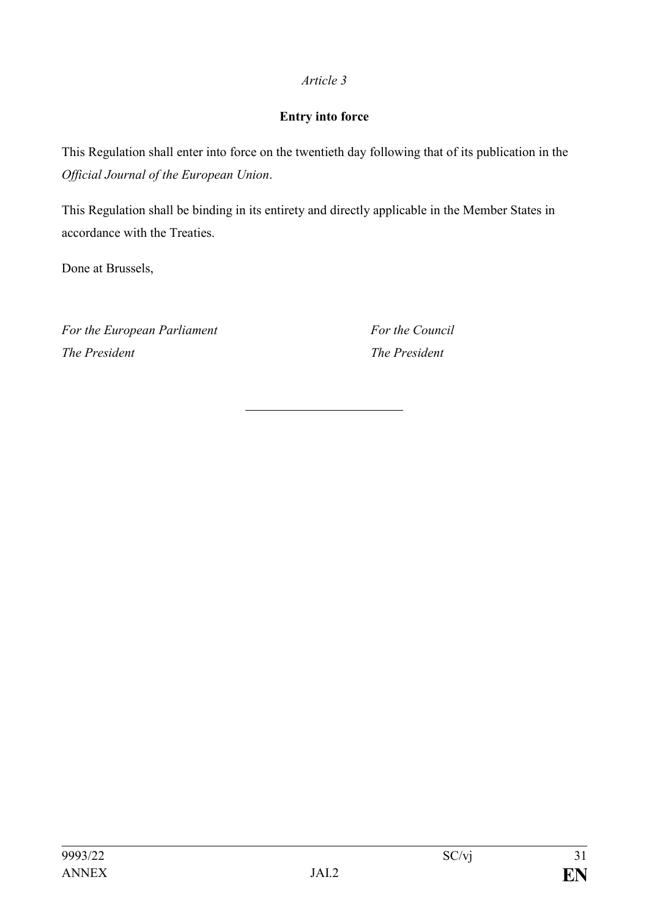*Article 3*

**Entry into force**

This Regulation shall enter into force on the twentieth day following that of its publication in the *Official Journal of the European Union*.

This Regulation shall be binding in its entirety and directly applicable in the Member States in accordance with the Treaties.

Done at Brussels,

*For the European Parliament*
*The President*

*For the Council*
*The President*